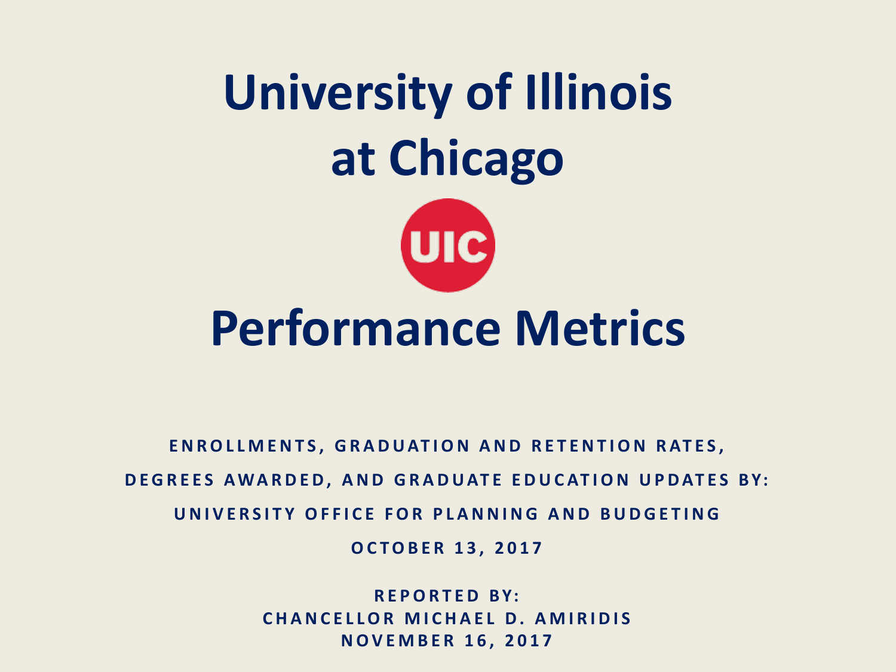# University of Illinois at Chicago

UIC

# Performance Metrics

**ENROLLMENTS, GRADUATION AND RETENTION RATES, DEGREES AWARDED, AND GRADUATE EDUCATION UPDATES BY: UNIVERSITY OFFICE FOR PLANNING AND BUDGETING**

**OCTOBER 13, 2017**

**REPORTED BY:**
**CHANCELLOR MICHAEL D. AMIRIDIS**
**NOVEMBER 16, 2017**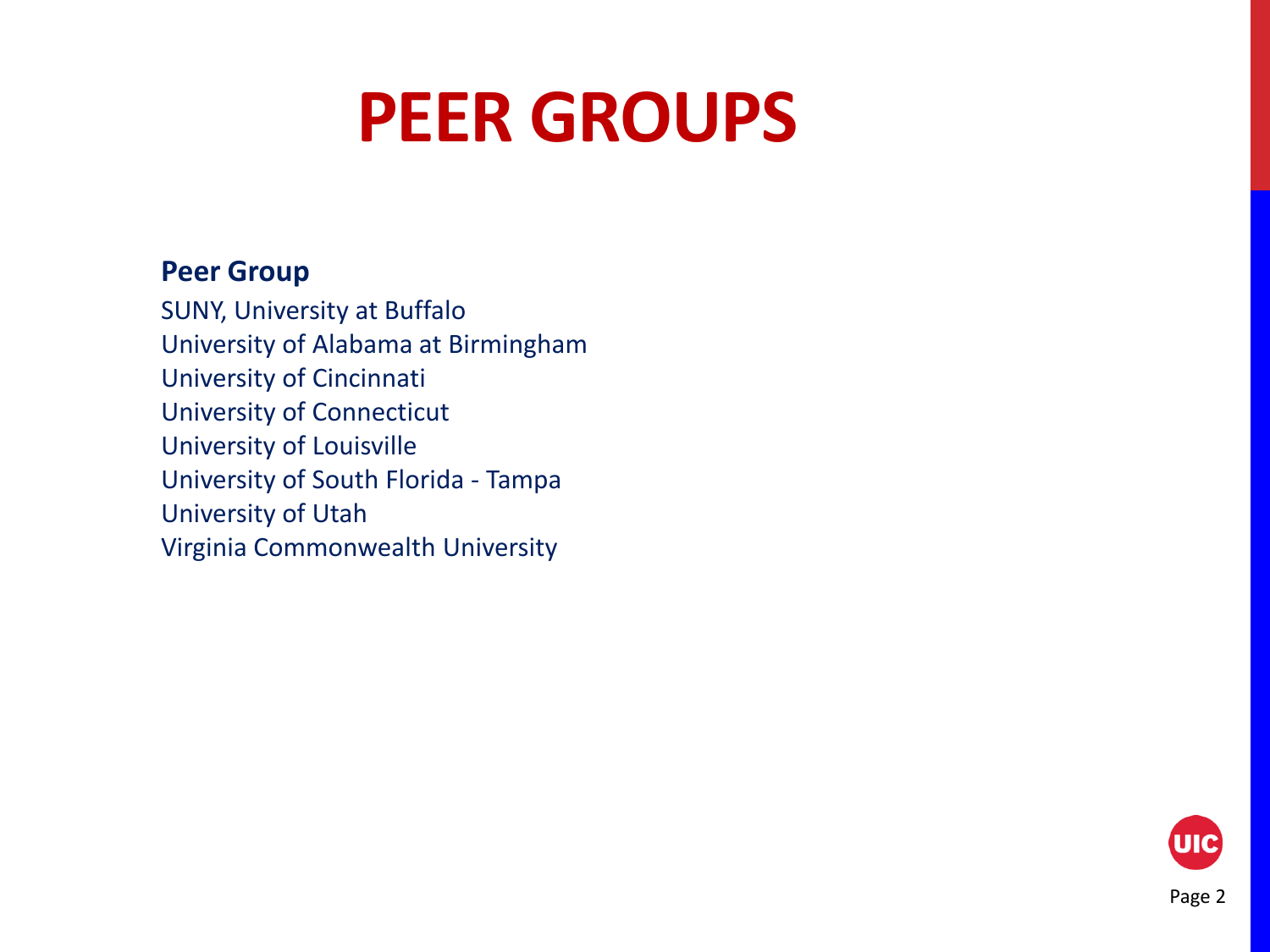# PEER GROUPS

**Peer Group**

SUNY, University at Buffalo
University of Alabama at Birmingham
University of Cincinnati
University of Connecticut
University of Louisville
University of South Florida - Tampa
University of Utah
Virginia Commonwealth University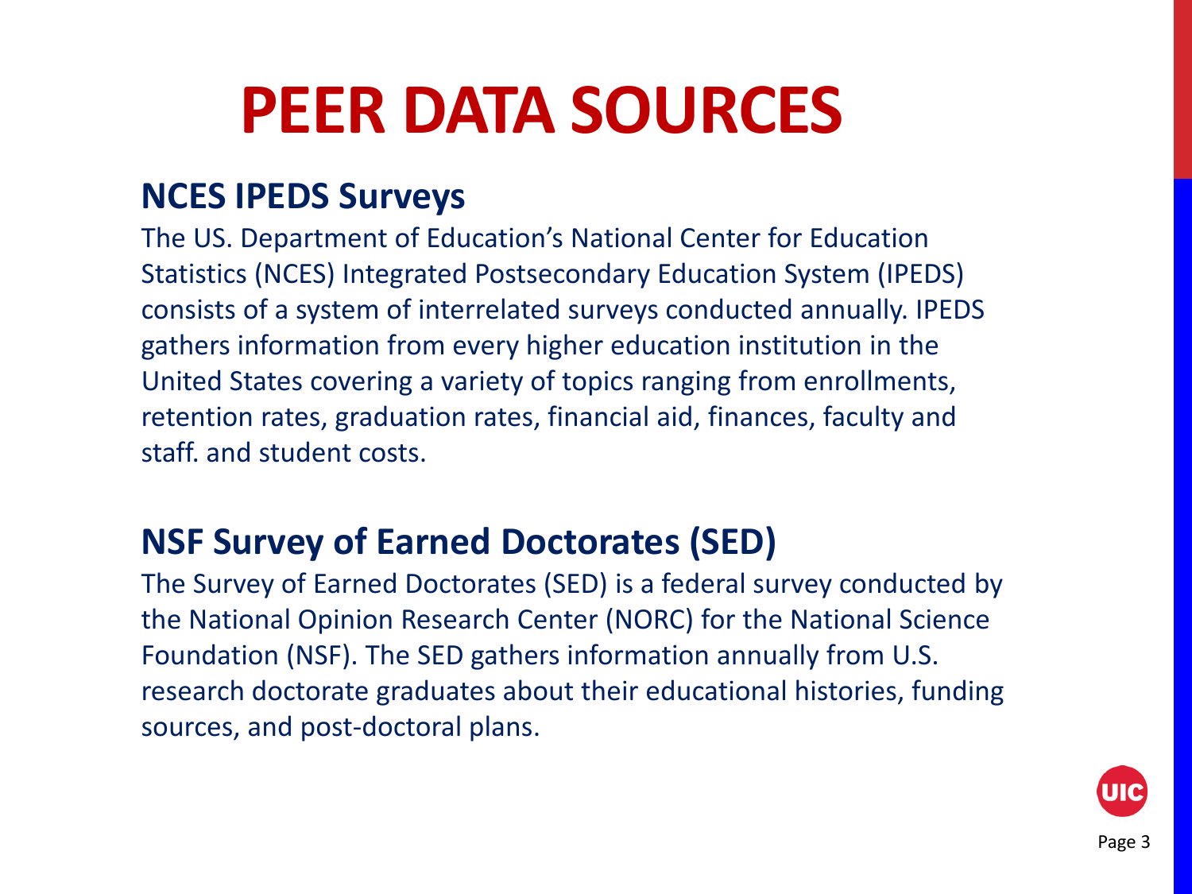# PEER DATA SOURCES

## NCES IPEDS Surveys

The US. Department of Education's National Center for Education Statistics (NCES) Integrated Postsecondary Education System (IPEDS) consists of a system of interrelated surveys conducted annually. IPEDS gathers information from every higher education institution in the United States covering a variety of topics ranging from enrollments, retention rates, graduation rates, financial aid, finances, faculty and staff. and student costs.

## NSF Survey of Earned Doctorates (SED)

The Survey of Earned Doctorates (SED) is a federal survey conducted by the National Opinion Research Center (NORC) for the National Science Foundation (NSF). The SED gathers information annually from U.S. research doctorate graduates about their educational histories, funding sources, and post-doctoral plans.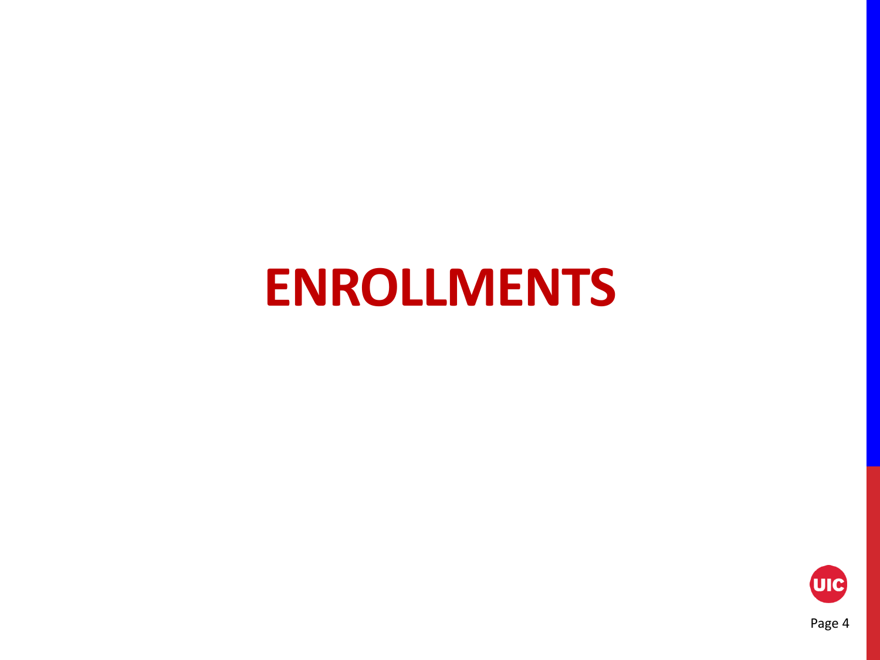# ENROLLMENTS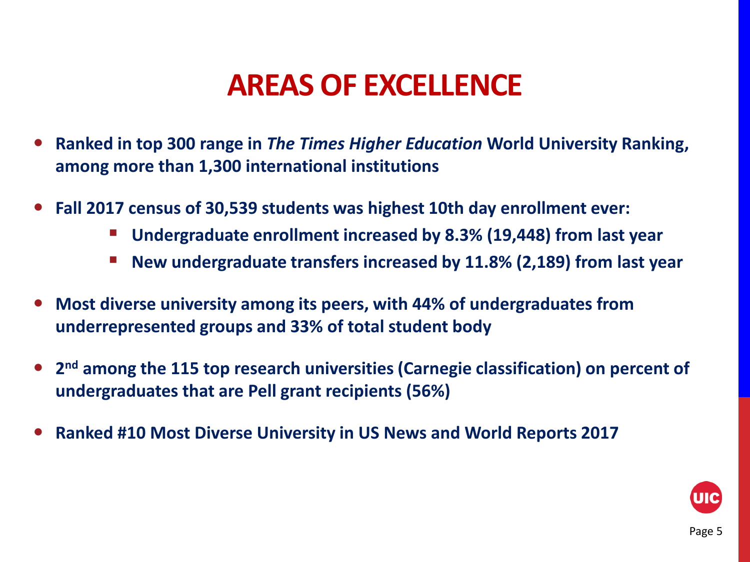# AREAS OF EXCELLENCE

- Ranked in top 300 range in *The Times Higher Education* World University Ranking, among more than 1,300 international institutions
- Fall 2017 census of 30,539 students was highest 10th day enrollment ever:
  - Undergraduate enrollment increased by 8.3% (19,448) from last year
  - New undergraduate transfers increased by 11.8% (2,189) from last year
- Most diverse university among its peers, with 44% of undergraduates from underrepresented groups and 33% of total student body
- 2nd among the 115 top research universities (Carnegie classification) on percent of undergraduates that are Pell grant recipients (56%)
- Ranked #10 Most Diverse University in US News and World Reports 2017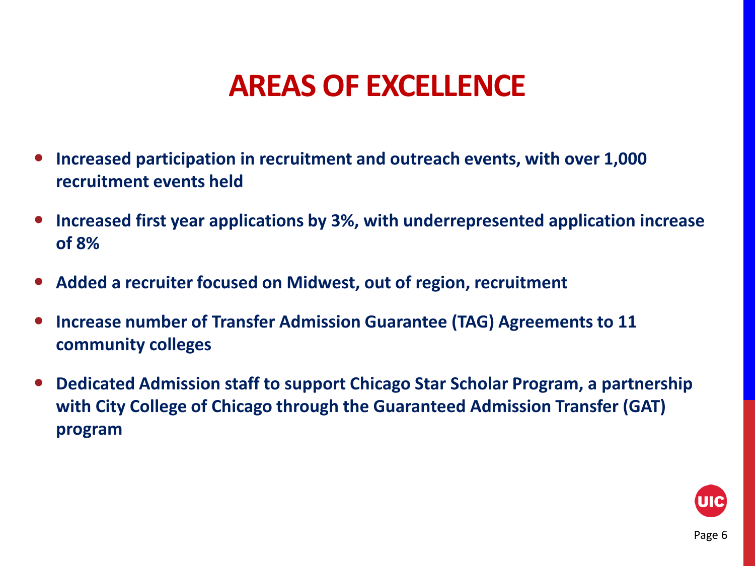# AREAS OF EXCELLENCE

- **Increased participation in recruitment and outreach events, with over 1,000 recruitment events held**
- **Increased first year applications by 3%, with underrepresented application increase of 8%**
- **Added a recruiter focused on Midwest, out of region, recruitment**
- **Increase number of Transfer Admission Guarantee (TAG) Agreements to 11 community colleges**
- **Dedicated Admission staff to support Chicago Star Scholar Program, a partnership with City College of Chicago through the Guaranteed Admission Transfer (GAT) program**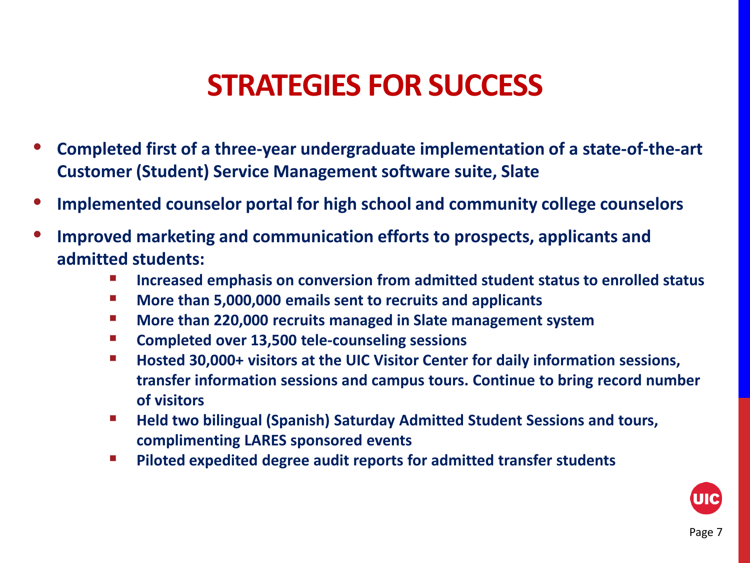# STRATEGIES FOR SUCCESS

- **Completed first of a three-year undergraduate implementation of a state-of-the-art Customer (Student) Service Management software suite, Slate**
- **Implemented counselor portal for high school and community college counselors**
- **Improved marketing and communication efforts to prospects, applicants and admitted students:**
  - **Increased emphasis on conversion from admitted student status to enrolled status**
  - **More than 5,000,000 emails sent to recruits and applicants**
  - **More than 220,000 recruits managed in Slate management system**
  - **Completed over 13,500 tele-counseling sessions**
  - **Hosted 30,000+ visitors at the UIC Visitor Center for daily information sessions, transfer information sessions and campus tours. Continue to bring record number of visitors**
  - **Held two bilingual (Spanish) Saturday Admitted Student Sessions and tours, complimenting LARES sponsored events**
  - **Piloted expedited degree audit reports for admitted transfer students**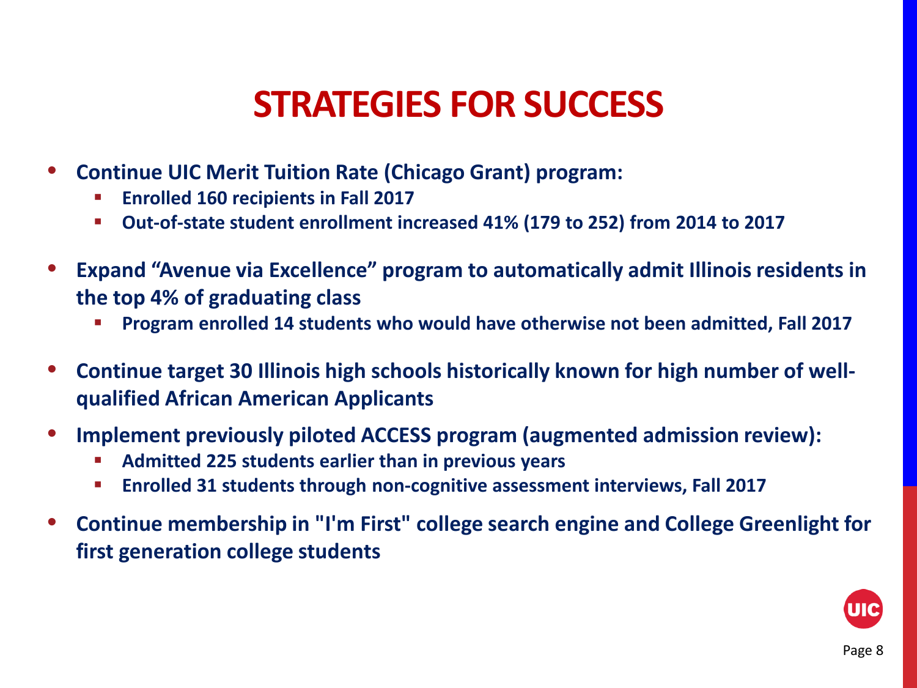# STRATEGIES FOR SUCCESS

- **Continue UIC Merit Tuition Rate (Chicago Grant) program:**
  - **Enrolled 160 recipients in Fall 2017**
  - **Out-of-state student enrollment increased 41% (179 to 252) from 2014 to 2017**
- **Expand "Avenue via Excellence" program to automatically admit Illinois residents in the top 4% of graduating class**
  - **Program enrolled 14 students who would have otherwise not been admitted, Fall 2017**
- **Continue target 30 Illinois high schools historically known for high number of well-qualified African American Applicants**
- **Implement previously piloted ACCESS program (augmented admission review):**
  - **Admitted 225 students earlier than in previous years**
  - **Enrolled 31 students through non-cognitive assessment interviews, Fall 2017**
- **Continue membership in "I'm First" college search engine and College Greenlight for first generation college students**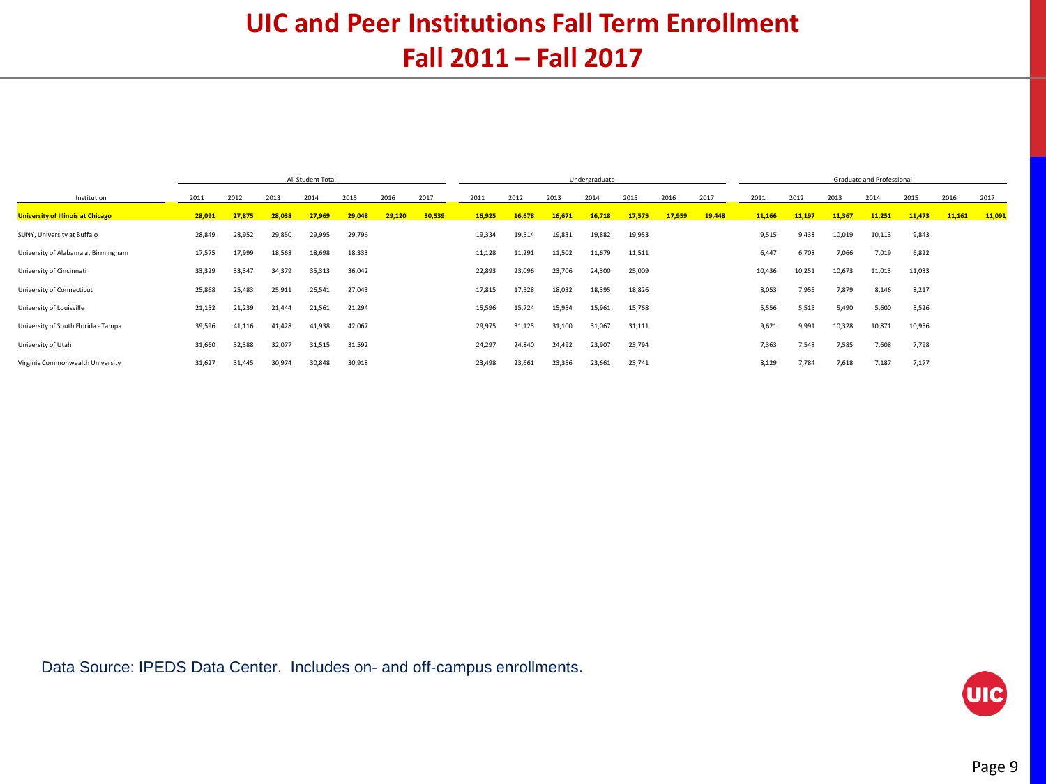# UIC and Peer Institutions Fall Term Enrollment
## Fall 2011 – Fall 2017

| Institution | All Student Total | | | | | | | Undergraduate | | | | | | | Graduate and Professional | | | | | | |
|---|---|---|---|---|---|---|---|---|---|---|---|---|---|---|---|---|---|---|---|---|---|
| | 2011 | 2012 | 2013 | 2014 | 2015 | 2016 | 2017 | 2011 | 2012 | 2013 | 2014 | 2015 | 2016 | 2017 | 2011 | 2012 | 2013 | 2014 | 2015 | 2016 | 2017 |
| **University of Illinois at Chicago** | **28,091** | **27,875** | **28,038** | **27,969** | **29,048** | **29,120** | **30,539** | **16,925** | **16,678** | **16,671** | **16,718** | **17,575** | **17,959** | **19,448** | **11,166** | **11,197** | **11,367** | **11,251** | **11,473** | **11,161** | **11,091** |
| SUNY, University at Buffalo | 28,849 | 28,952 | 29,850 | 29,995 | 29,796 | | | 19,334 | 19,514 | 19,831 | 19,882 | 19,953 | | | 9,515 | 9,438 | 10,019 | 10,113 | 9,843 | | |
| University of Alabama at Birmingham | 17,575 | 17,999 | 18,568 | 18,698 | 18,333 | | | 11,128 | 11,291 | 11,502 | 11,679 | 11,511 | | | 6,447 | 6,708 | 7,066 | 7,019 | 6,822 | | |
| University of Cincinnati | 33,329 | 33,347 | 34,379 | 35,313 | 36,042 | | | 22,893 | 23,096 | 23,706 | 24,300 | 25,009 | | | 10,436 | 10,251 | 10,673 | 11,013 | 11,033 | | |
| University of Connecticut | 25,868 | 25,483 | 25,911 | 26,541 | 27,043 | | | 17,815 | 17,528 | 18,032 | 18,395 | 18,826 | | | 8,053 | 7,955 | 7,879 | 8,146 | 8,217 | | |
| University of Louisville | 21,152 | 21,239 | 21,444 | 21,561 | 21,294 | | | 15,596 | 15,724 | 15,954 | 15,961 | 15,768 | | | 5,556 | 5,515 | 5,490 | 5,600 | 5,526 | | |
| University of South Florida - Tampa | 39,596 | 41,116 | 41,428 | 41,938 | 42,067 | | | 29,975 | 31,125 | 31,100 | 31,067 | 31,111 | | | 9,621 | 9,991 | 10,328 | 10,871 | 10,956 | | |
| University of Utah | 31,660 | 32,388 | 32,077 | 31,515 | 31,592 | | | 24,297 | 24,840 | 24,492 | 23,907 | 23,794 | | | 7,363 | 7,548 | 7,585 | 7,608 | 7,798 | | |
| Virginia Commonwealth University | 31,627 | 31,445 | 30,974 | 30,848 | 30,918 | | | 23,498 | 23,661 | 23,356 | 23,661 | 23,741 | | | 8,129 | 7,784 | 7,618 | 7,187 | 7,177 | | |

Data Source: IPEDS Data Center. Includes on- and off-campus enrollments.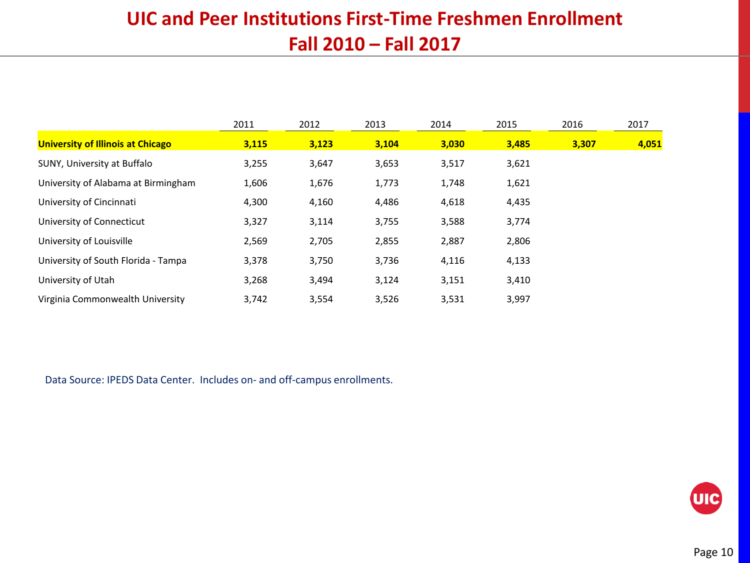# UIC and Peer Institutions First-Time Freshmen Enrollment
# Fall 2010 – Fall 2017

| | 2011 | 2012 | 2013 | 2014 | 2015 | 2016 | 2017 |
|---|---|---|---|---|---|---|---|
| **University of Illinois at Chicago** | **3,115** | **3,123** | **3,104** | **3,030** | **3,485** | **3,307** | **4,051** |
| SUNY, University at Buffalo | 3,255 | 3,647 | 3,653 | 3,517 | 3,621 | | |
| University of Alabama at Birmingham | 1,606 | 1,676 | 1,773 | 1,748 | 1,621 | | |
| University of Cincinnati | 4,300 | 4,160 | 4,486 | 4,618 | 4,435 | | |
| University of Connecticut | 3,327 | 3,114 | 3,755 | 3,588 | 3,774 | | |
| University of Louisville | 2,569 | 2,705 | 2,855 | 2,887 | 2,806 | | |
| University of South Florida - Tampa | 3,378 | 3,750 | 3,736 | 4,116 | 4,133 | | |
| University of Utah | 3,268 | 3,494 | 3,124 | 3,151 | 3,410 | | |
| Virginia Commonwealth University | 3,742 | 3,554 | 3,526 | 3,531 | 3,997 | | |

Data Source: IPEDS Data Center. Includes on- and off-campus enrollments.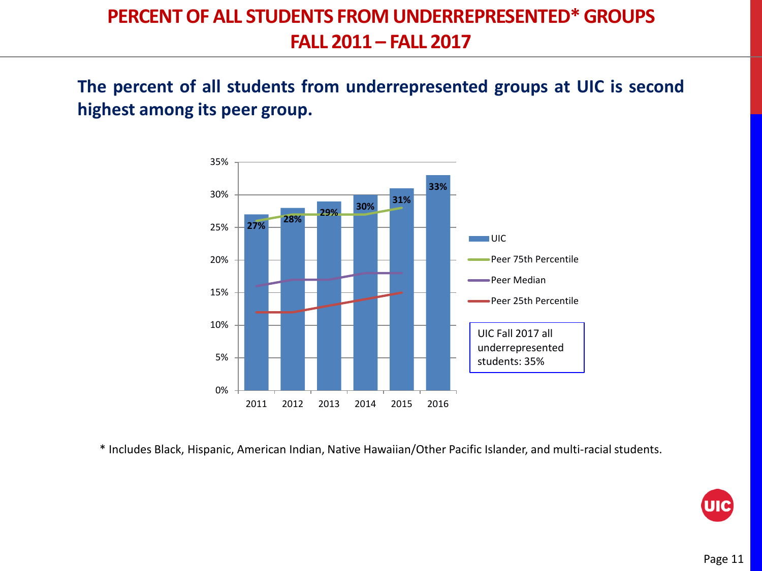# PERCENT OF ALL STUDENTS FROM UNDERREPRESENTED* GROUPS FALL 2011 – FALL 2017

**The percent of all students from underrepresented groups at UIC is second highest among its peer group.**

| Year | UIC | Peer 75th Percentile | Peer Median | Peer 25th Percentile |
|---|---|---|---|---|
| 2011 | 27% | | | |
| 2012 | 28% | | | |
| 2013 | 29% | | | |
| 2014 | 30% | | | |
| 2015 | 31% | | | |
| 2016 | 33% | | | |

UIC Fall 2017 all underrepresented students: 35%

\* Includes Black, Hispanic, American Indian, Native Hawaiian/Other Pacific Islander, and multi-racial students.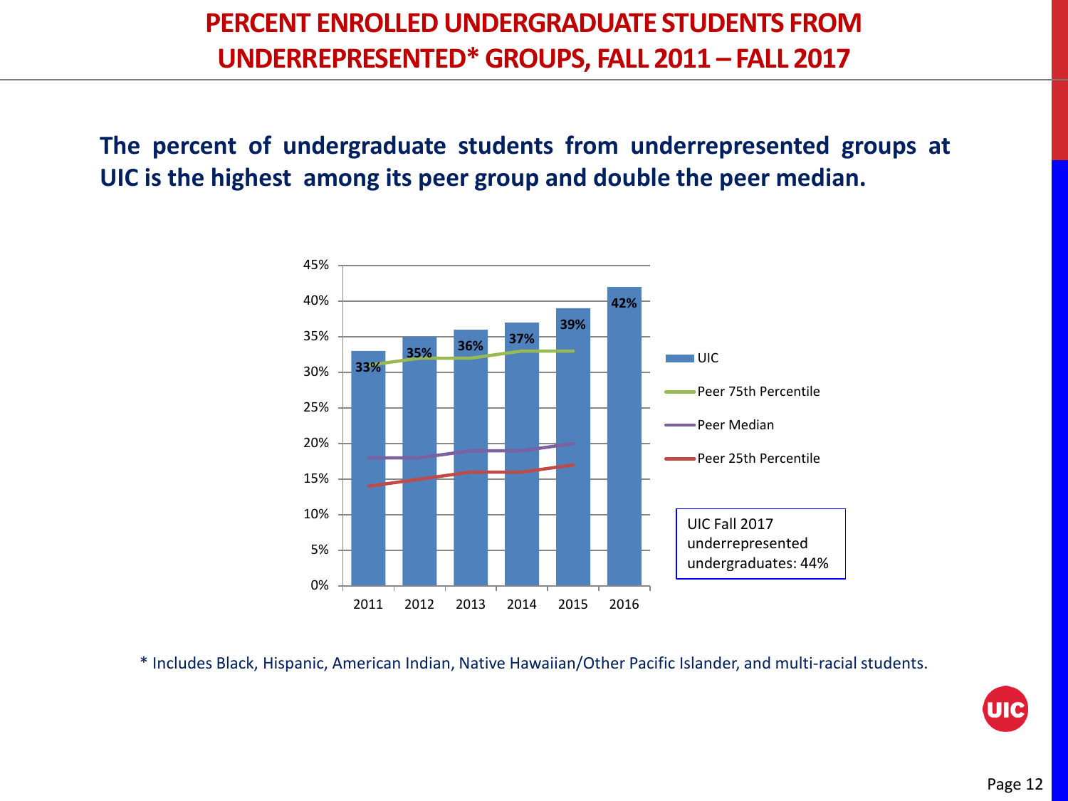# PERCENT ENROLLED UNDERGRADUATE STUDENTS FROM UNDERREPRESENTED* GROUPS, FALL 2011 – FALL 2017

**The percent of undergraduate students from underrepresented groups at UIC is the highest among its peer group and double the peer median.**

| Year | UIC | Peer 75th Percentile | Peer Median | Peer 25th Percentile |
|---|---|---|---|---|
| 2011 | 33% | 31% | 18% | 14% |
| 2012 | 35% | 32% | 18% | 15% |
| 2013 | 36% | 32% | 19% | 16% |
| 2014 | 37% | 33% | 19% | 16% |
| 2015 | 39% | 33% | 20% | 17% |
| 2016 | 42% | | | |

UIC Fall 2017 underrepresented undergraduates: 44%

\* Includes Black, Hispanic, American Indian, Native Hawaiian/Other Pacific Islander, and multi-racial students.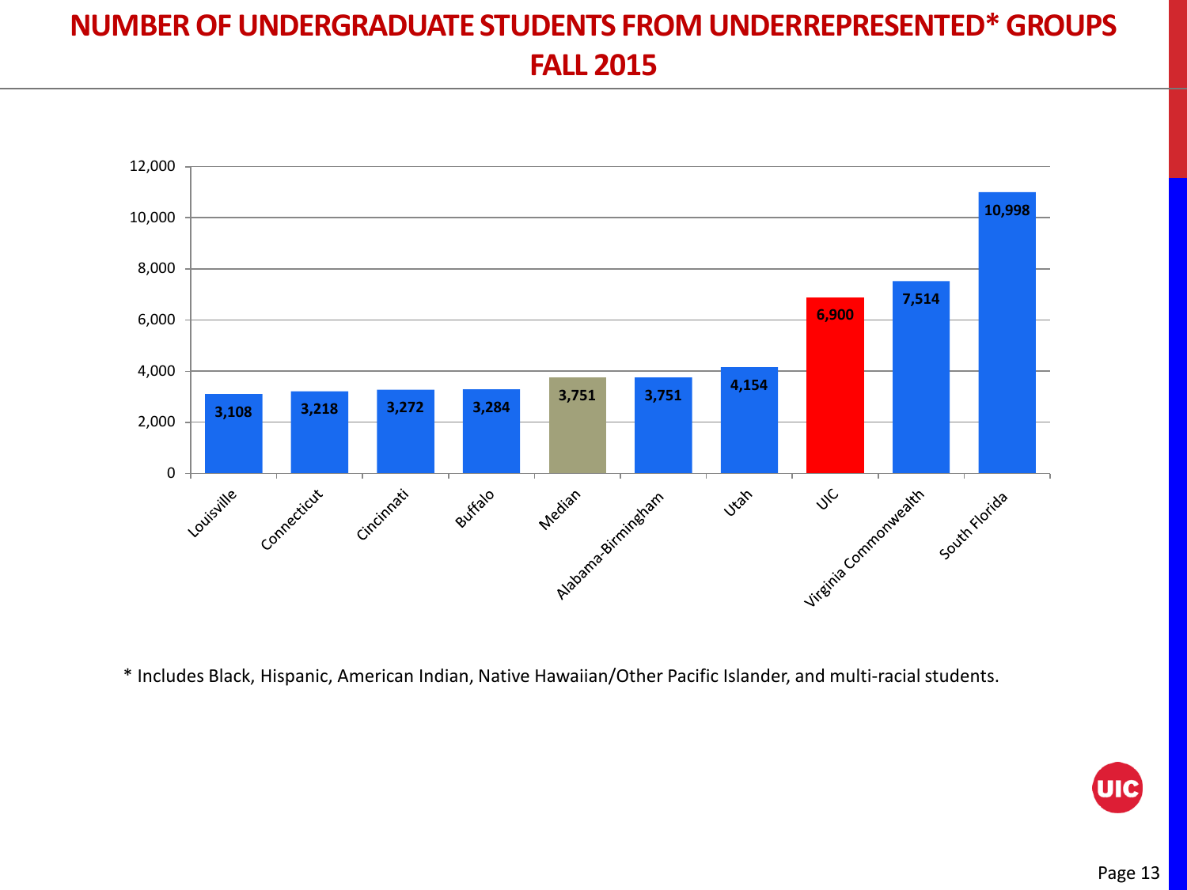# NUMBER OF UNDERGRADUATE STUDENTS FROM UNDERREPRESENTED* GROUPS FALL 2015

| Institution | Number of Students |
|---|---|
| Louisville | 3,108 |
| Connecticut | 3,218 |
| Cincinnati | 3,272 |
| Buffalo | 3,284 |
| Median | 3,751 |
| Alabama-Birmingham | 3,751 |
| Utah | 4,154 |
| UIC | 6,900 |
| Virginia Commonwealth | 7,514 |
| South Florida | 10,998 |

* Includes Black, Hispanic, American Indian, Native Hawaiian/Other Pacific Islander, and multi-racial students.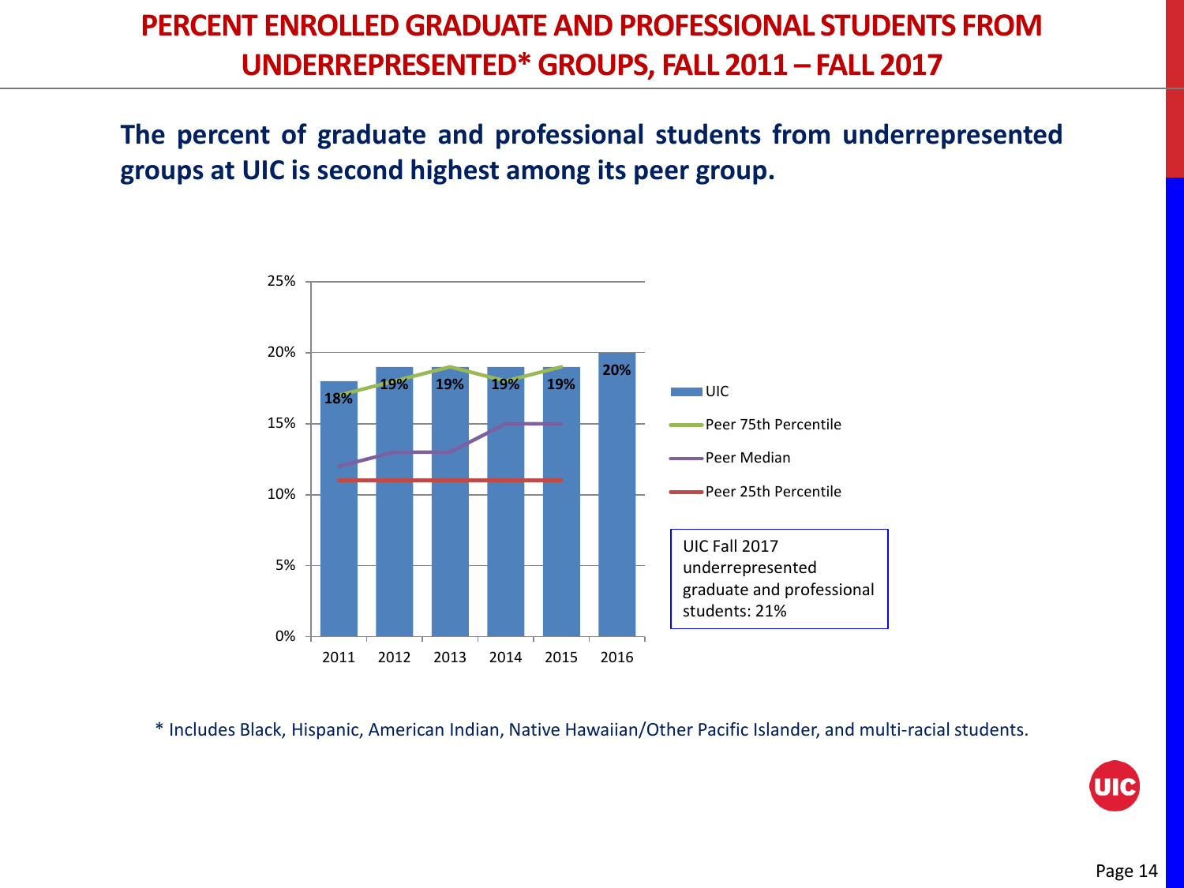# PERCENT ENROLLED GRADUATE AND PROFESSIONAL STUDENTS FROM UNDERREPRESENTED* GROUPS, FALL 2011 – FALL 2017

**The percent of graduate and professional students from underrepresented groups at UIC is second highest among its peer group.**

| Year | UIC | Peer 75th Percentile | Peer Median | Peer 25th Percentile |
|---|---|---|---|---|
| 2011 | 18% | 17% | 12% | 11% |
| 2012 | 19% | 18% | 13% | 11% |
| 2013 | 19% | 19% | 13% | 11% |
| 2014 | 19% | 18% | 15% | 11% |
| 2015 | 19% | 19% | 15% | 11% |
| 2016 | 20% | | | |

UIC Fall 2017 underrepresented graduate and professional students: 21%

* Includes Black, Hispanic, American Indian, Native Hawaiian/Other Pacific Islander, and multi-racial students.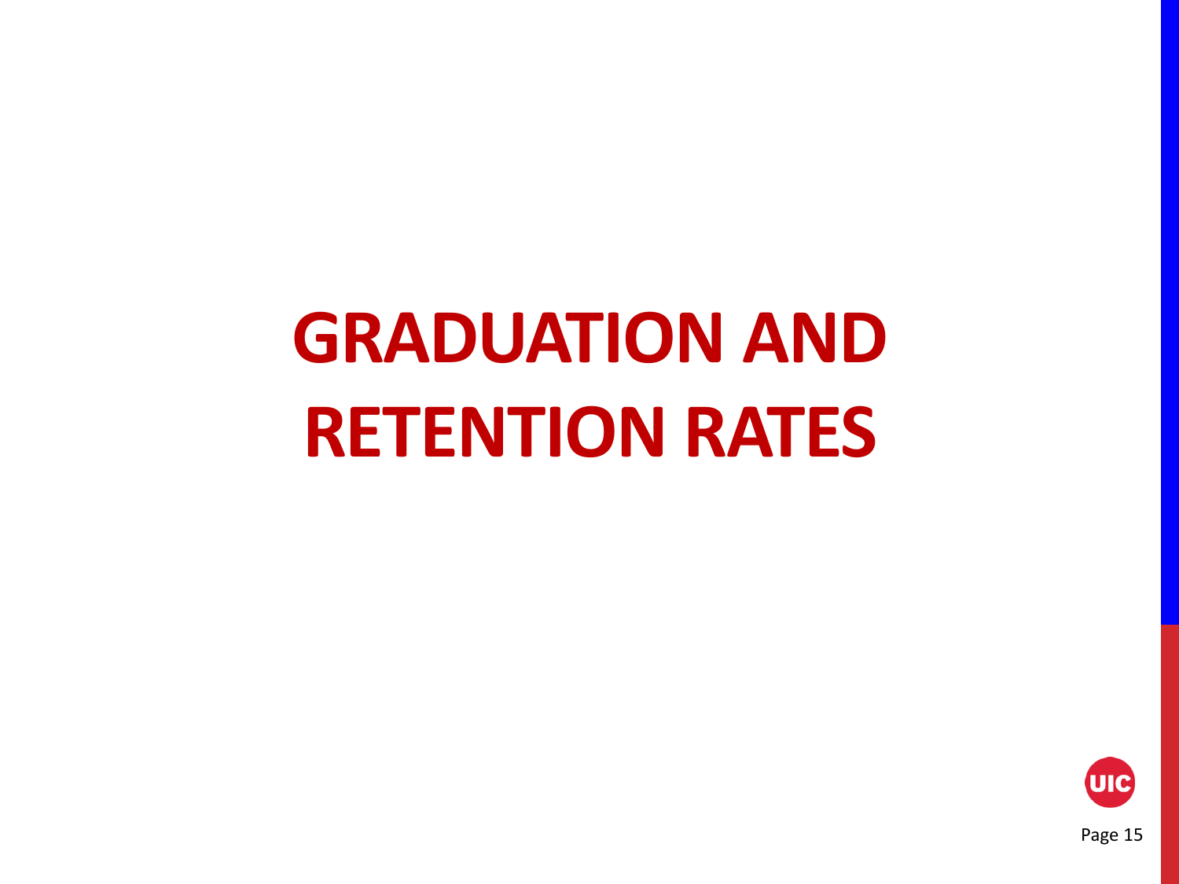# GRADUATION AND RETENTION RATES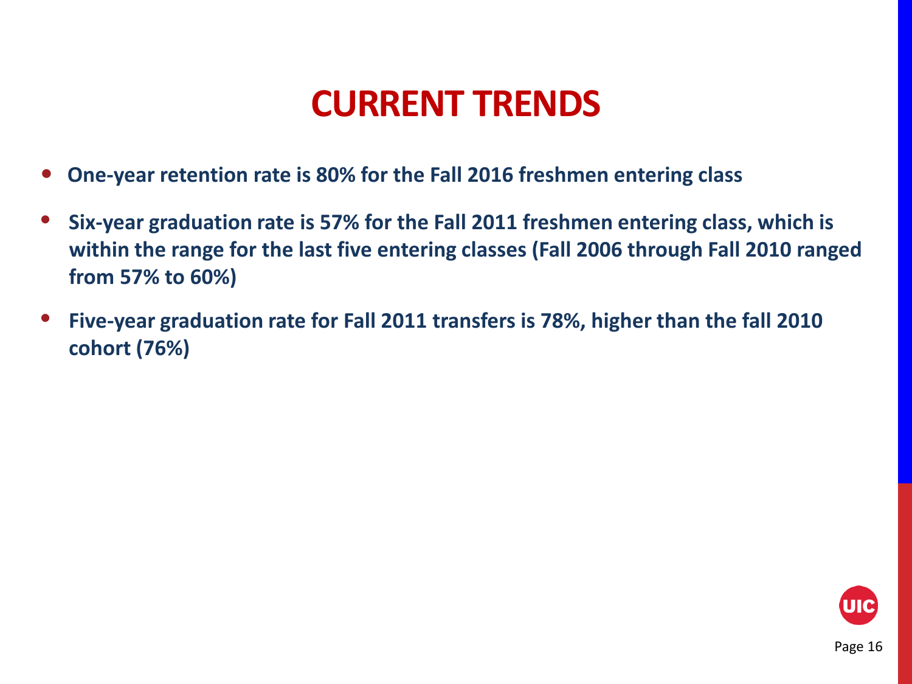# CURRENT TRENDS

- **One-year retention rate is 80% for the Fall 2016 freshmen entering class**
- **Six-year graduation rate is 57% for the Fall 2011 freshmen entering class, which is within the range for the last five entering classes (Fall 2006 through Fall 2010 ranged from 57% to 60%)**
- **Five-year graduation rate for Fall 2011 transfers is 78%, higher than the fall 2010 cohort (76%)**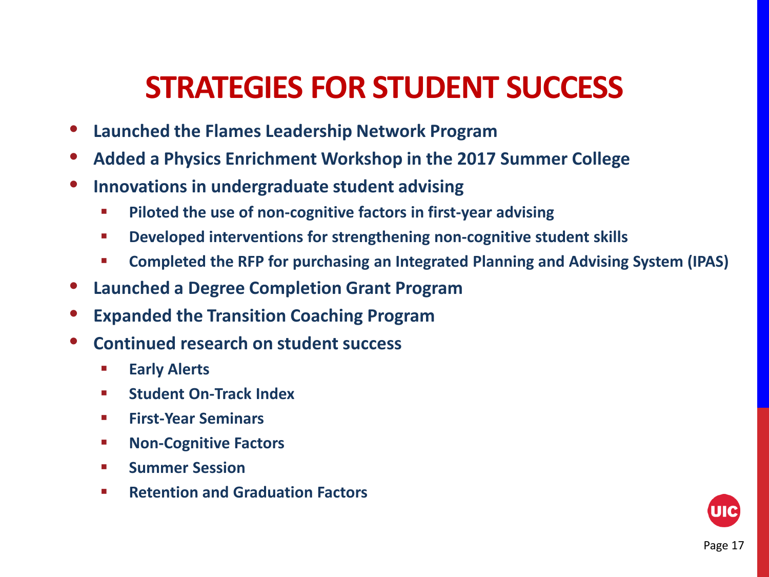# STRATEGIES FOR STUDENT SUCCESS

- **Launched the Flames Leadership Network Program**
- **Added a Physics Enrichment Workshop in the 2017 Summer College**
- **Innovations in undergraduate student advising**
  - **Piloted the use of non-cognitive factors in first-year advising**
  - **Developed interventions for strengthening non-cognitive student skills**
  - **Completed the RFP for purchasing an Integrated Planning and Advising System (IPAS)**
- **Launched a Degree Completion Grant Program**
- **Expanded the Transition Coaching Program**
- **Continued research on student success**
  - **Early Alerts**
  - **Student On-Track Index**
  - **First-Year Seminars**
  - **Non-Cognitive Factors**
  - **Summer Session**
  - **Retention and Graduation Factors**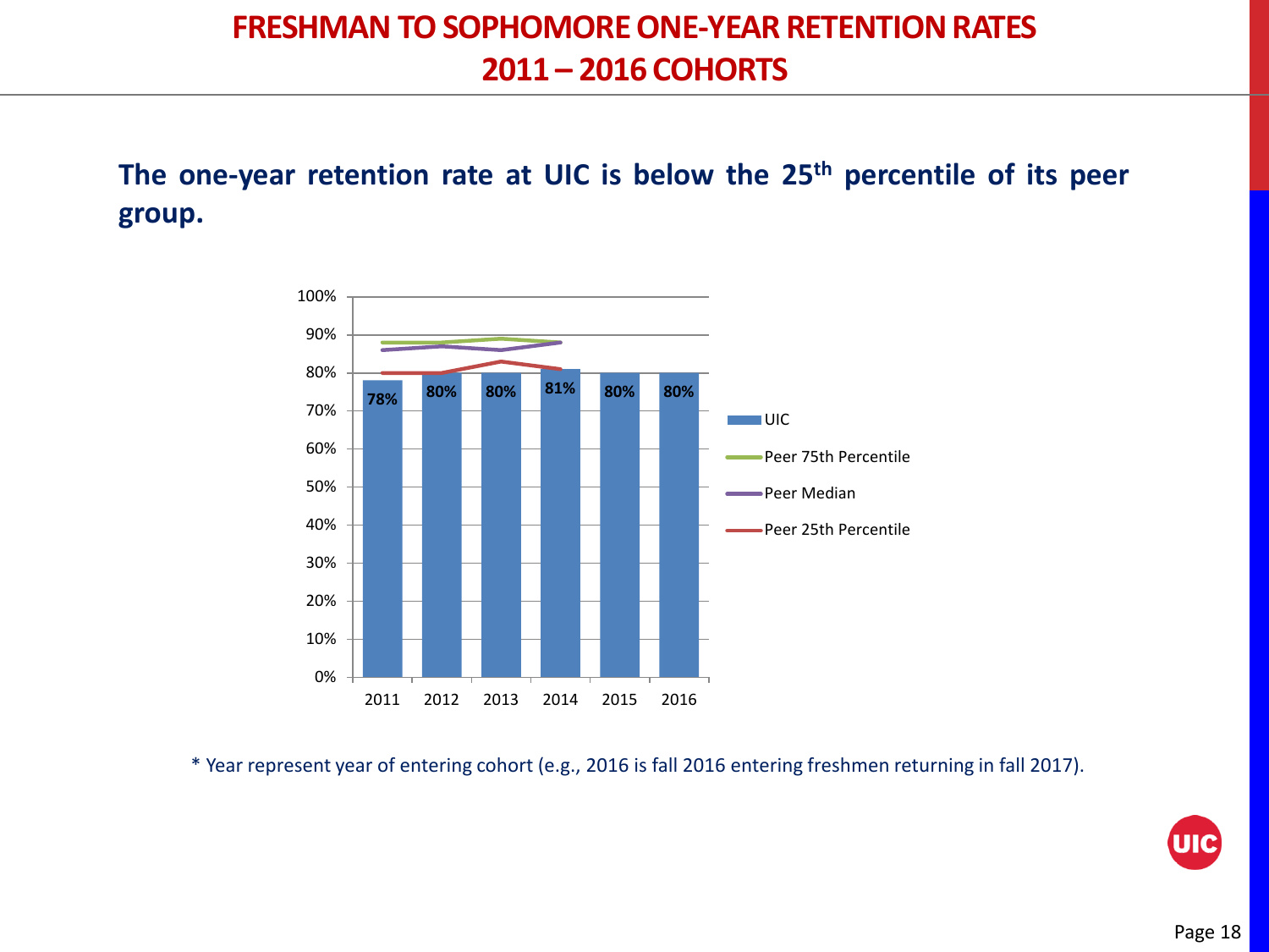# FRESHMAN TO SOPHOMORE ONE-YEAR RETENTION RATES
# 2011 – 2016 COHORTS

**The one-year retention rate at UIC is below the 25th percentile of its peer group.**

| Cohort | UIC |
|---|---|
| 2011 | 78% |
| 2012 | 80% |
| 2013 | 80% |
| 2014 | 81% |
| 2015 | 80% |
| 2016 | 80% |

Legend: UIC; Peer 75th Percentile; Peer Median; Peer 25th Percentile

\* Year represent year of entering cohort (e.g., 2016 is fall 2016 entering freshmen returning in fall 2017).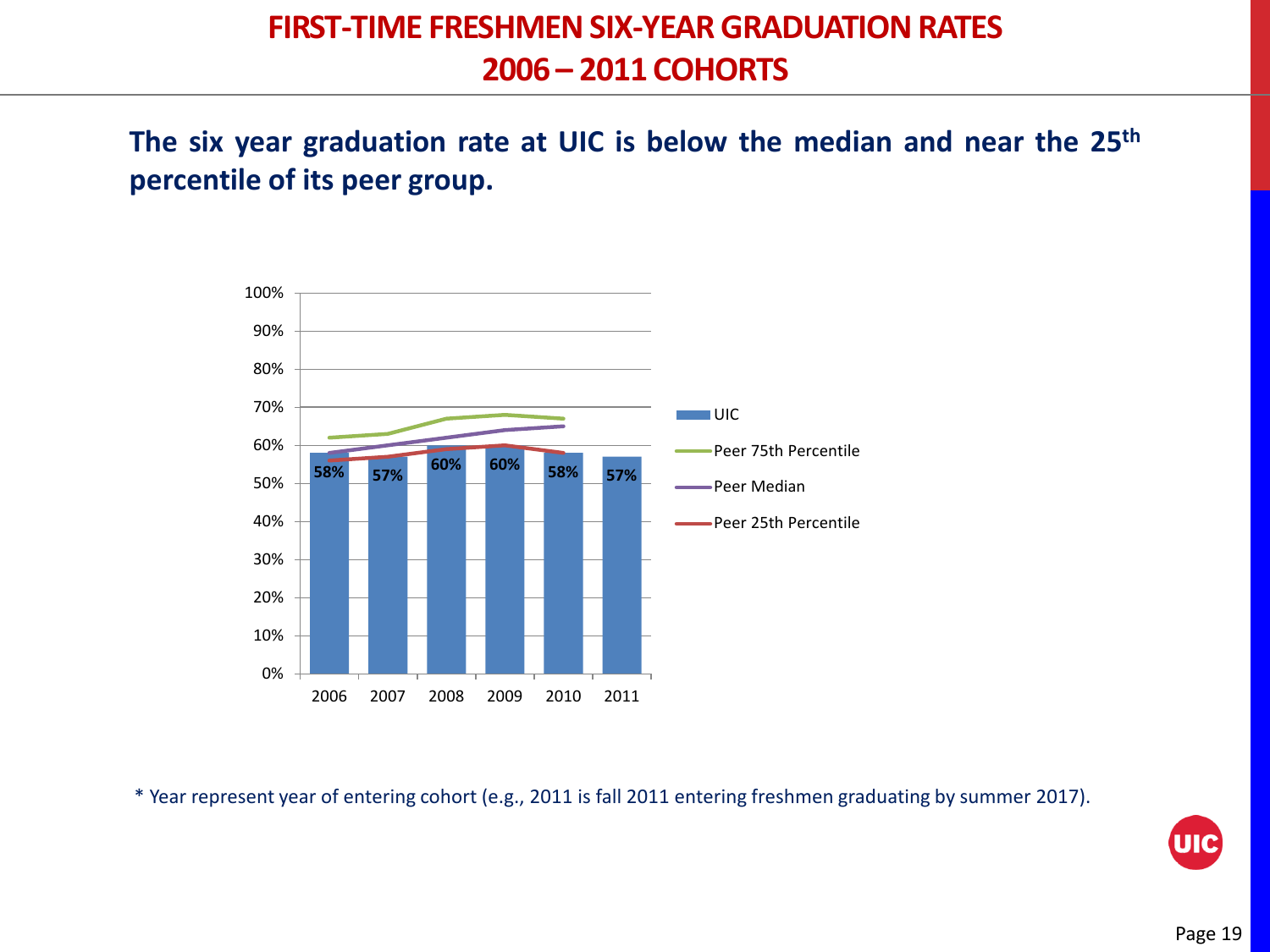# FIRST-TIME FRESHMEN SIX-YEAR GRADUATION RATES 2006 – 2011 COHORTS

**The six year graduation rate at UIC is below the median and near the 25th percentile of its peer group.**

| Cohort | UIC |
|---|---|
| 2006 | 58% |
| 2007 | 57% |
| 2008 | 60% |
| 2009 | 60% |
| 2010 | 58% |
| 2011 | 57% |

Legend: UIC, Peer 75th Percentile, Peer Median, Peer 25th Percentile

\* Year represent year of entering cohort (e.g., 2011 is fall 2011 entering freshmen graduating by summer 2017).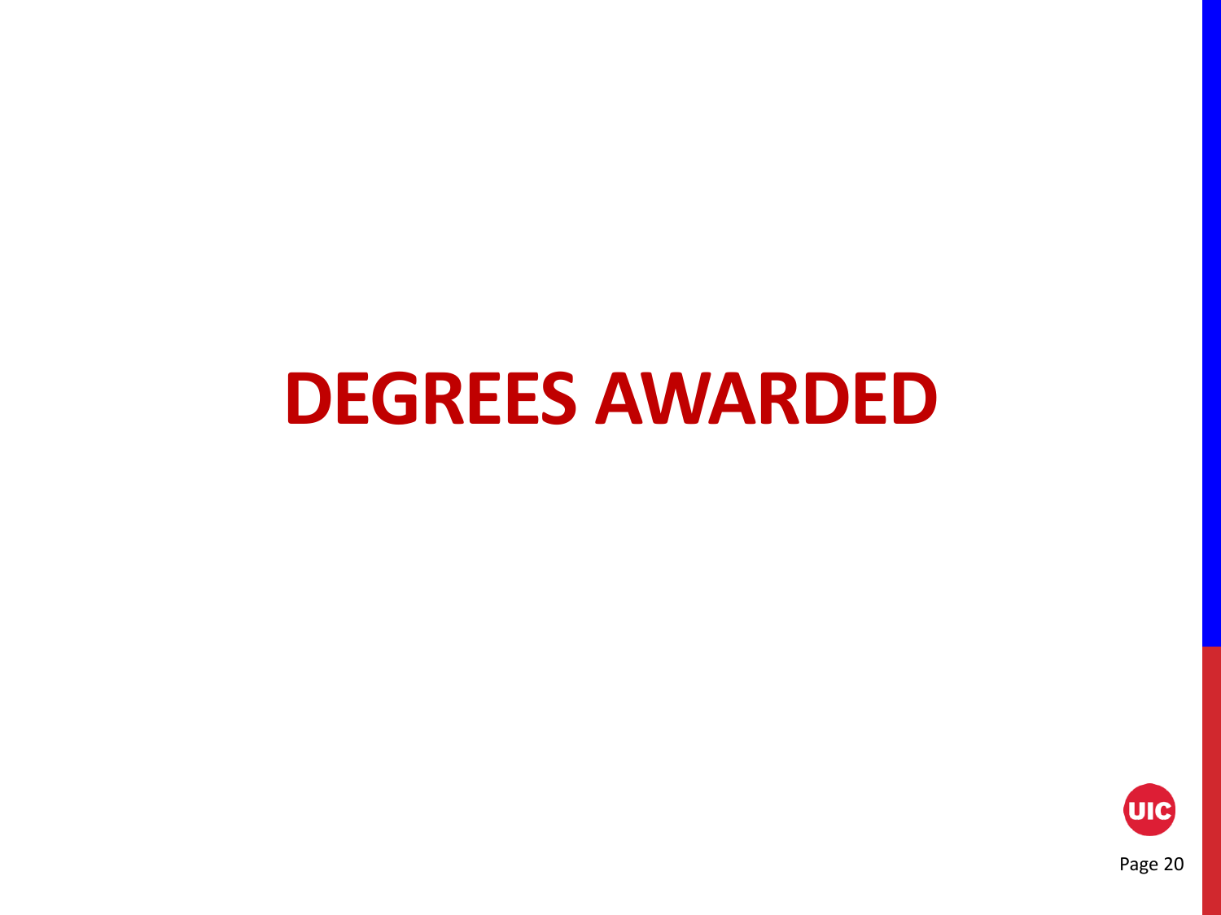# DEGREES AWARDED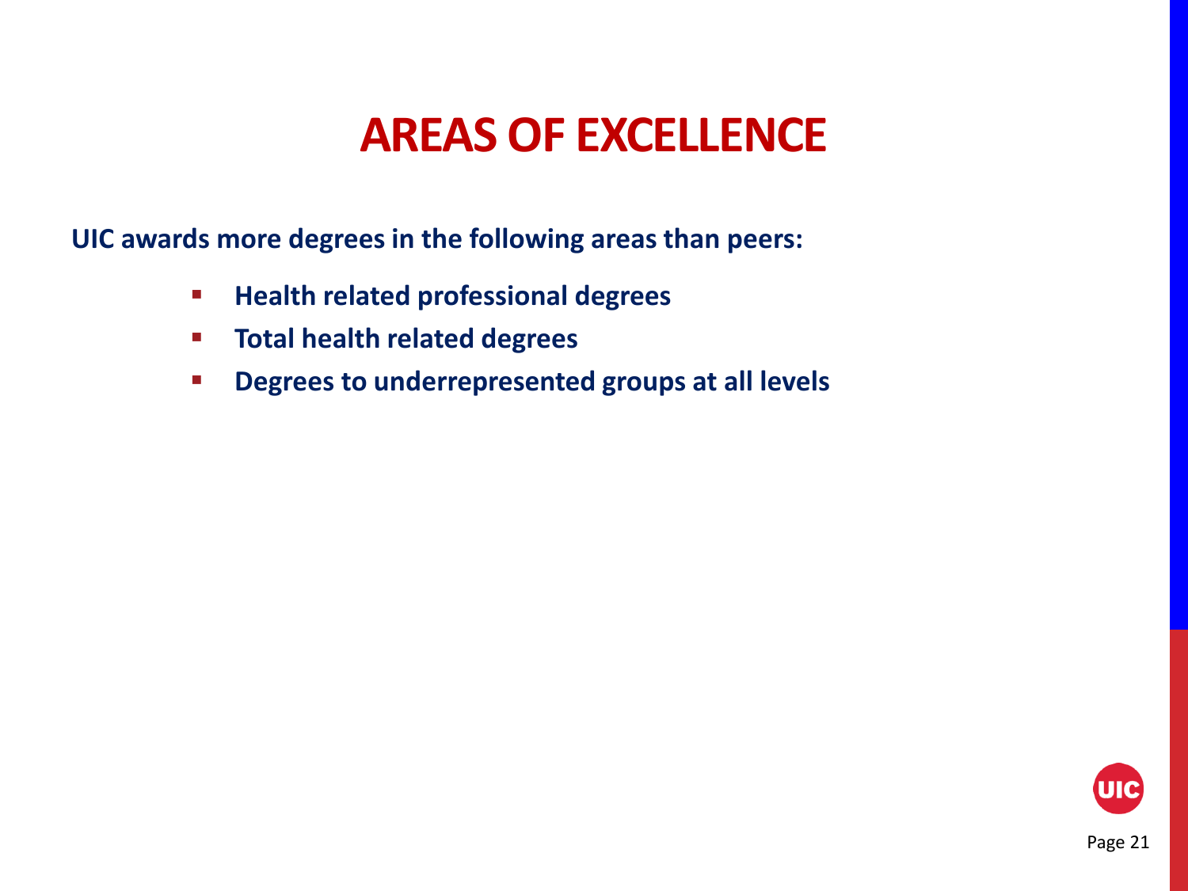# AREAS OF EXCELLENCE

**UIC awards more degrees in the following areas than peers:**

- **Health related professional degrees**
- **Total health related degrees**
- **Degrees to underrepresented groups at all levels**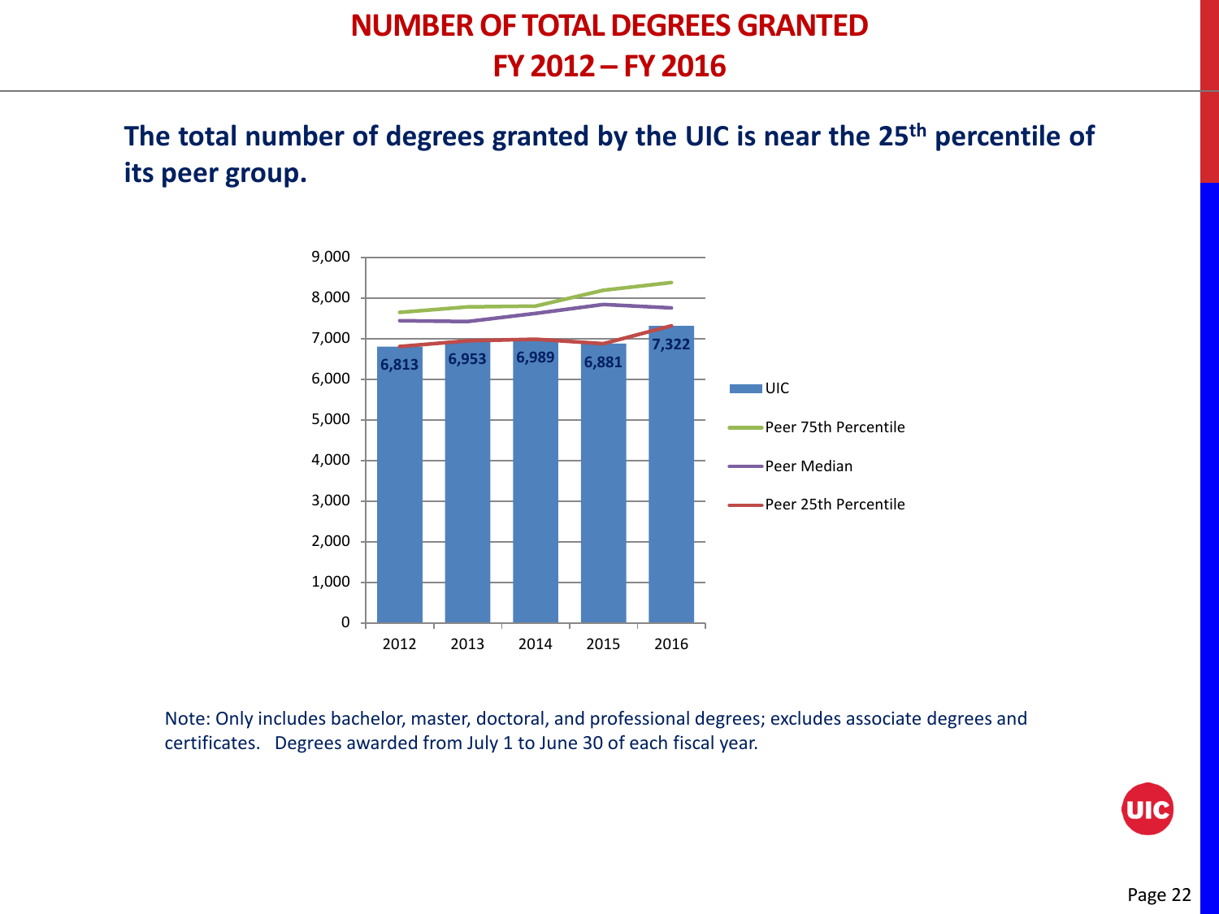# NUMBER OF TOTAL DEGREES GRANTED FY 2012 – FY 2016

**The total number of degrees granted by the UIC is near the 25th percentile of its peer group.**

| Year | UIC |
|---|---|
| 2012 | 6,813 |
| 2013 | 6,953 |
| 2014 | 6,989 |
| 2015 | 6,881 |
| 2016 | 7,322 |

Legend: UIC; Peer 75th Percentile; Peer Median; Peer 25th Percentile

Note: Only includes bachelor, master, doctoral, and professional degrees; excludes associate degrees and certificates. Degrees awarded from July 1 to June 30 of each fiscal year.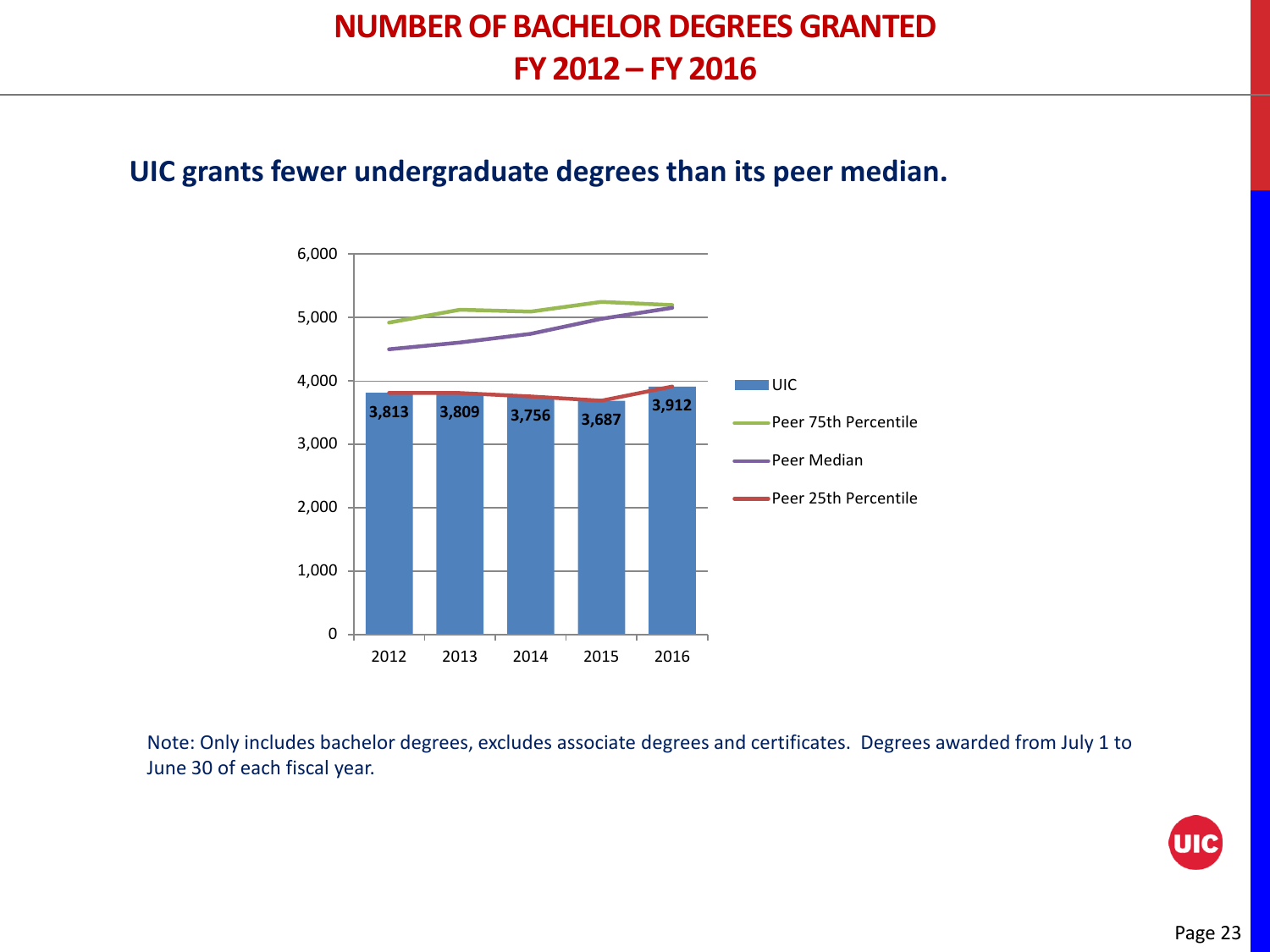# NUMBER OF BACHELOR DEGREES GRANTED FY 2012 – FY 2016

## UIC grants fewer undergraduate degrees than its peer median.

| Year | UIC |
|---|---|
| 2012 | 3,813 |
| 2013 | 3,809 |
| 2014 | 3,756 |
| 2015 | 3,687 |
| 2016 | 3,912 |

Legend: UIC; Peer 75th Percentile; Peer Median; Peer 25th Percentile

Note: Only includes bachelor degrees, excludes associate degrees and certificates. Degrees awarded from July 1 to June 30 of each fiscal year.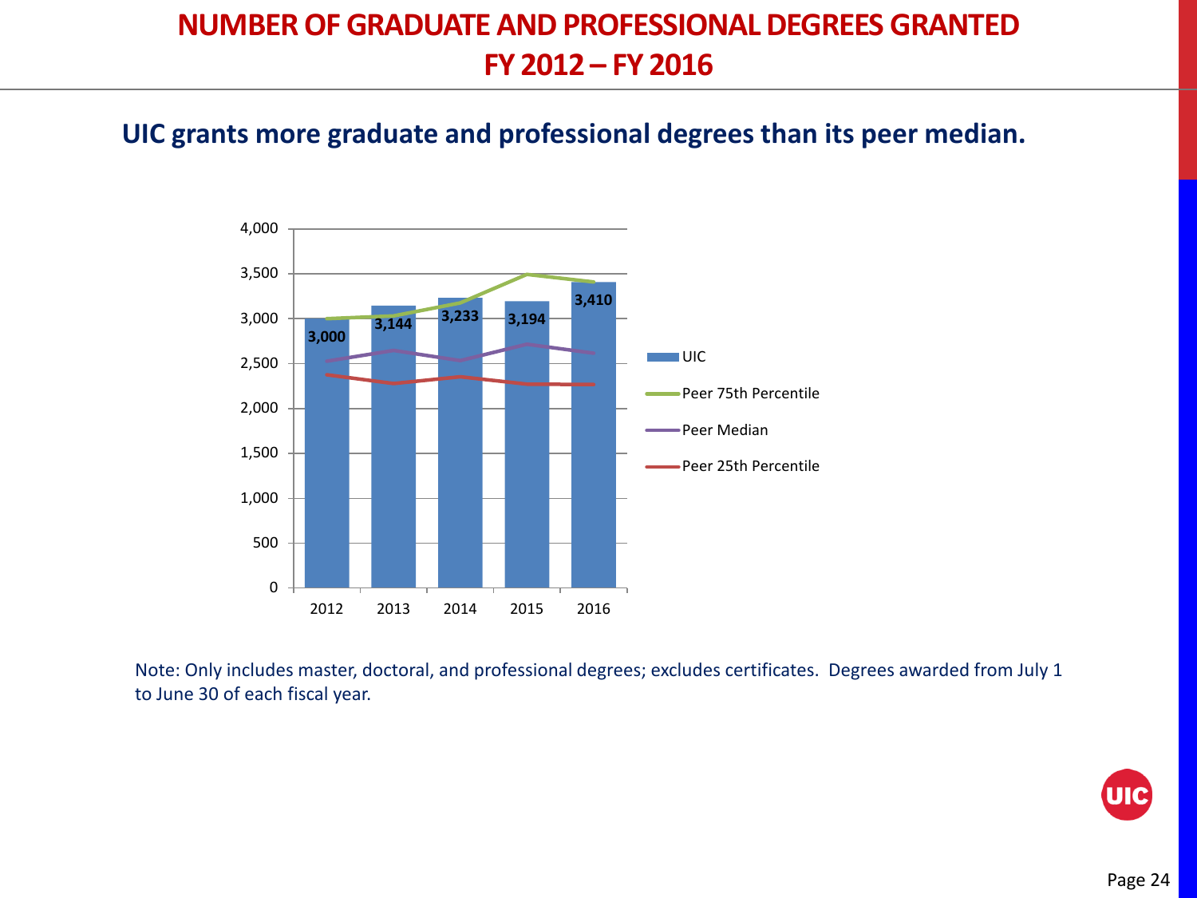# NUMBER OF GRADUATE AND PROFESSIONAL DEGREES GRANTED FY 2012 – FY 2016

## UIC grants more graduate and professional degrees than its peer median.

| Year | UIC |
| --- | --- |
| 2012 | 3,000 |
| 2013 | 3,144 |
| 2014 | 3,233 |
| 2015 | 3,194 |
| 2016 | 3,410 |

Legend: UIC; Peer 75th Percentile; Peer Median; Peer 25th Percentile

Note: Only includes master, doctoral, and professional degrees; excludes certificates. Degrees awarded from July 1 to June 30 of each fiscal year.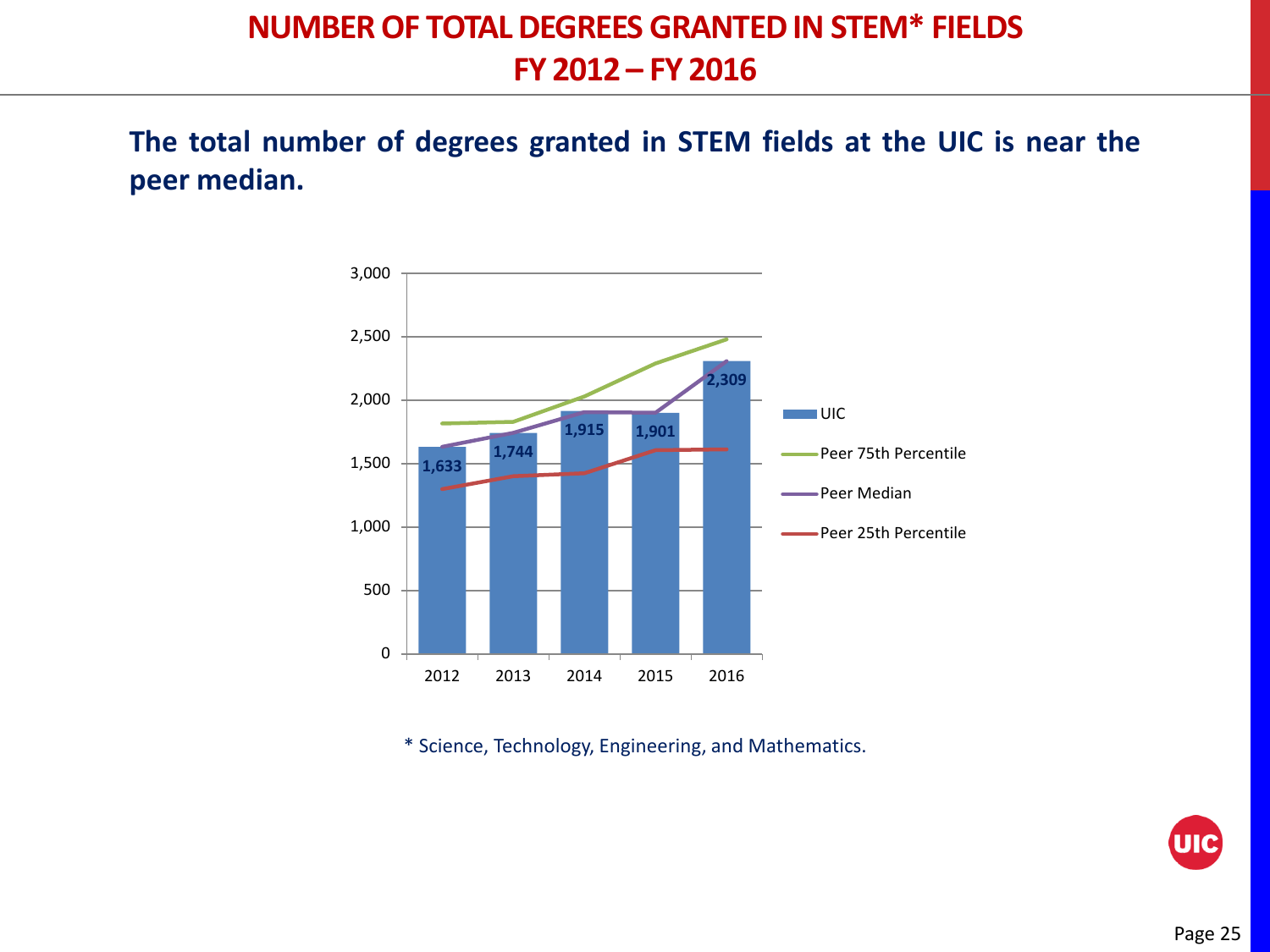# NUMBER OF TOTAL DEGREES GRANTED IN STEM* FIELDS
# FY 2012 – FY 2016

**The total number of degrees granted in STEM fields at the UIC is near the peer median.**

| Year | UIC |
| --- | --- |
| 2012 | 1,633 |
| 2013 | 1,744 |
| 2014 | 1,915 |
| 2015 | 1,901 |
| 2016 | 2,309 |

Legend: UIC, Peer 75th Percentile, Peer Median, Peer 25th Percentile

\* Science, Technology, Engineering, and Mathematics.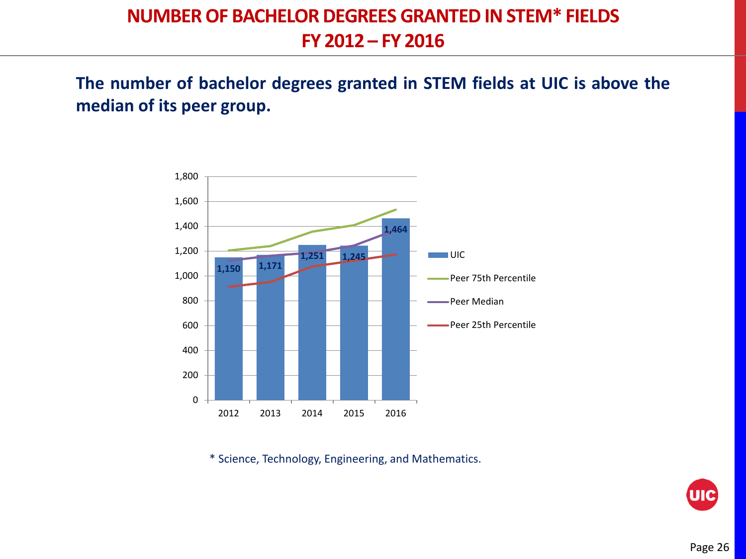# NUMBER OF BACHELOR DEGREES GRANTED IN STEM* FIELDS FY 2012 – FY 2016

**The number of bachelor degrees granted in STEM fields at UIC is above the median of its peer group.**

| Year | UIC |
|---|---|
| 2012 | 1,150 |
| 2013 | 1,171 |
| 2014 | 1,251 |
| 2015 | 1,245 |
| 2016 | 1,464 |

Legend: UIC; Peer 75th Percentile; Peer Median; Peer 25th Percentile

\* Science, Technology, Engineering, and Mathematics.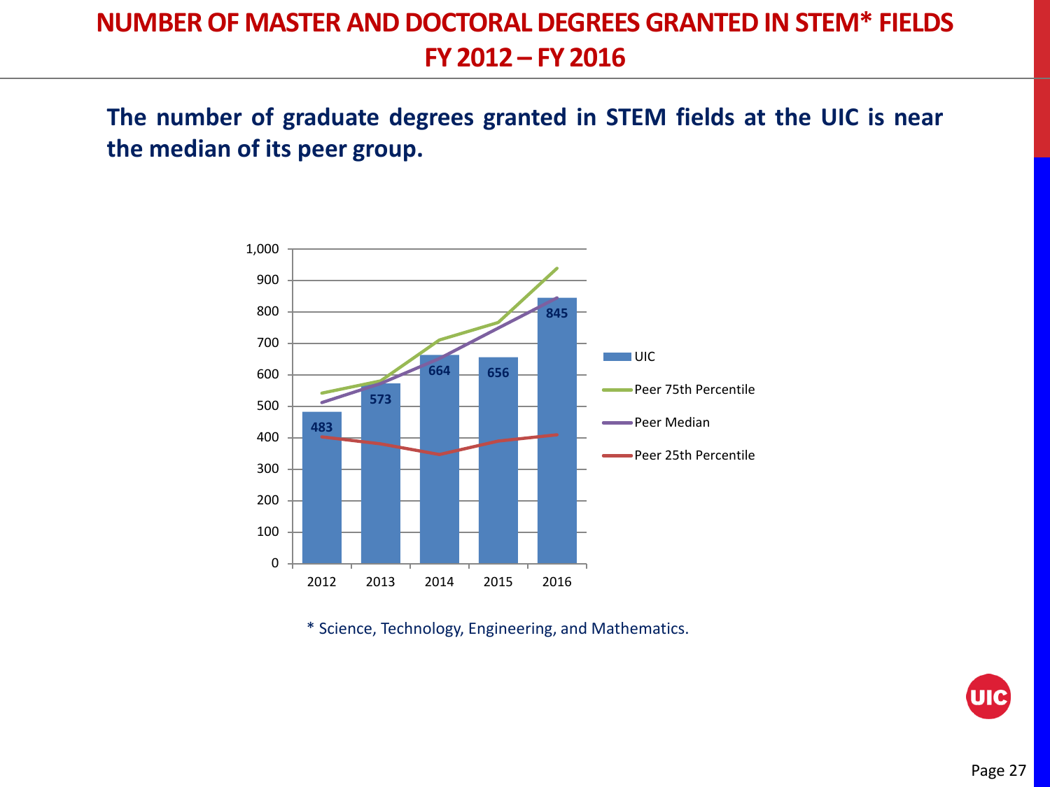# NUMBER OF MASTER AND DOCTORAL DEGREES GRANTED IN STEM* FIELDS FY 2012 – FY 2016

**The number of graduate degrees granted in STEM fields at the UIC is near the median of its peer group.**

| Year | UIC |
|---|---|
| 2012 | 483 |
| 2013 | 573 |
| 2014 | 664 |
| 2015 | 656 |
| 2016 | 845 |

Legend: UIC; Peer 75th Percentile; Peer Median; Peer 25th Percentile

\* Science, Technology, Engineering, and Mathematics.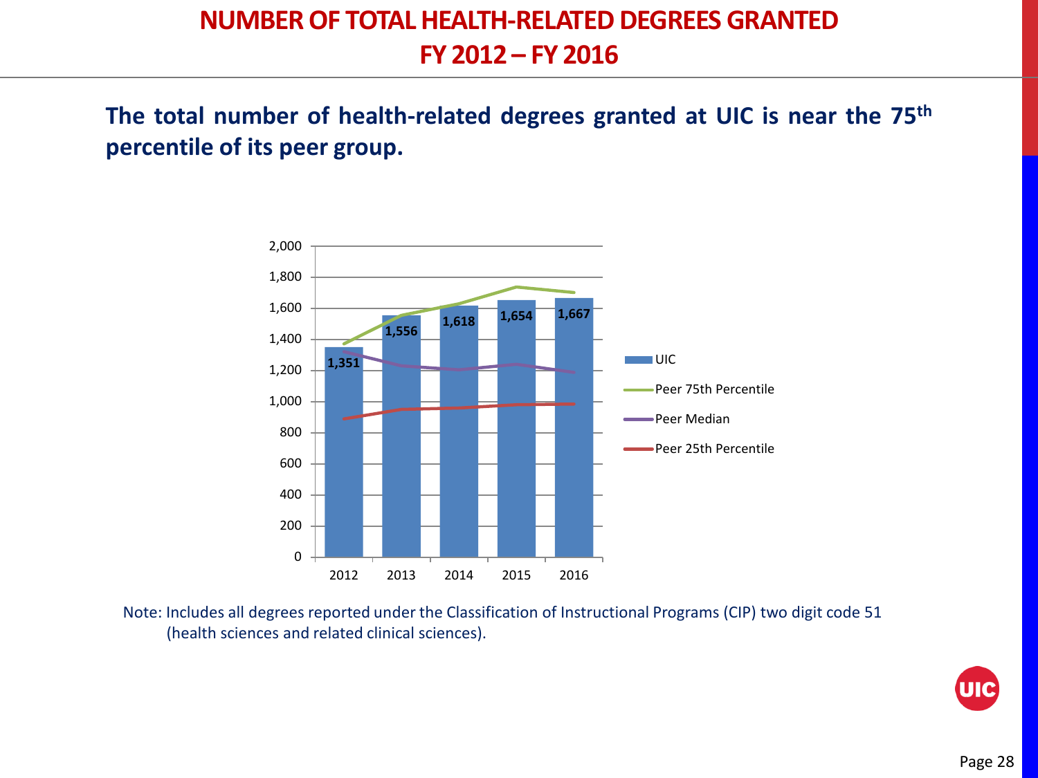# NUMBER OF TOTAL HEALTH-RELATED DEGREES GRANTED FY 2012 – FY 2016

**The total number of health-related degrees granted at UIC is near the 75th percentile of its peer group.**

| Year | UIC |
|---|---|
| 2012 | 1,351 |
| 2013 | 1,556 |
| 2014 | 1,618 |
| 2015 | 1,654 |
| 2016 | 1,667 |

Legend: UIC; Peer 75th Percentile; Peer Median; Peer 25th Percentile

Note: Includes all degrees reported under the Classification of Instructional Programs (CIP) two digit code 51 (health sciences and related clinical sciences).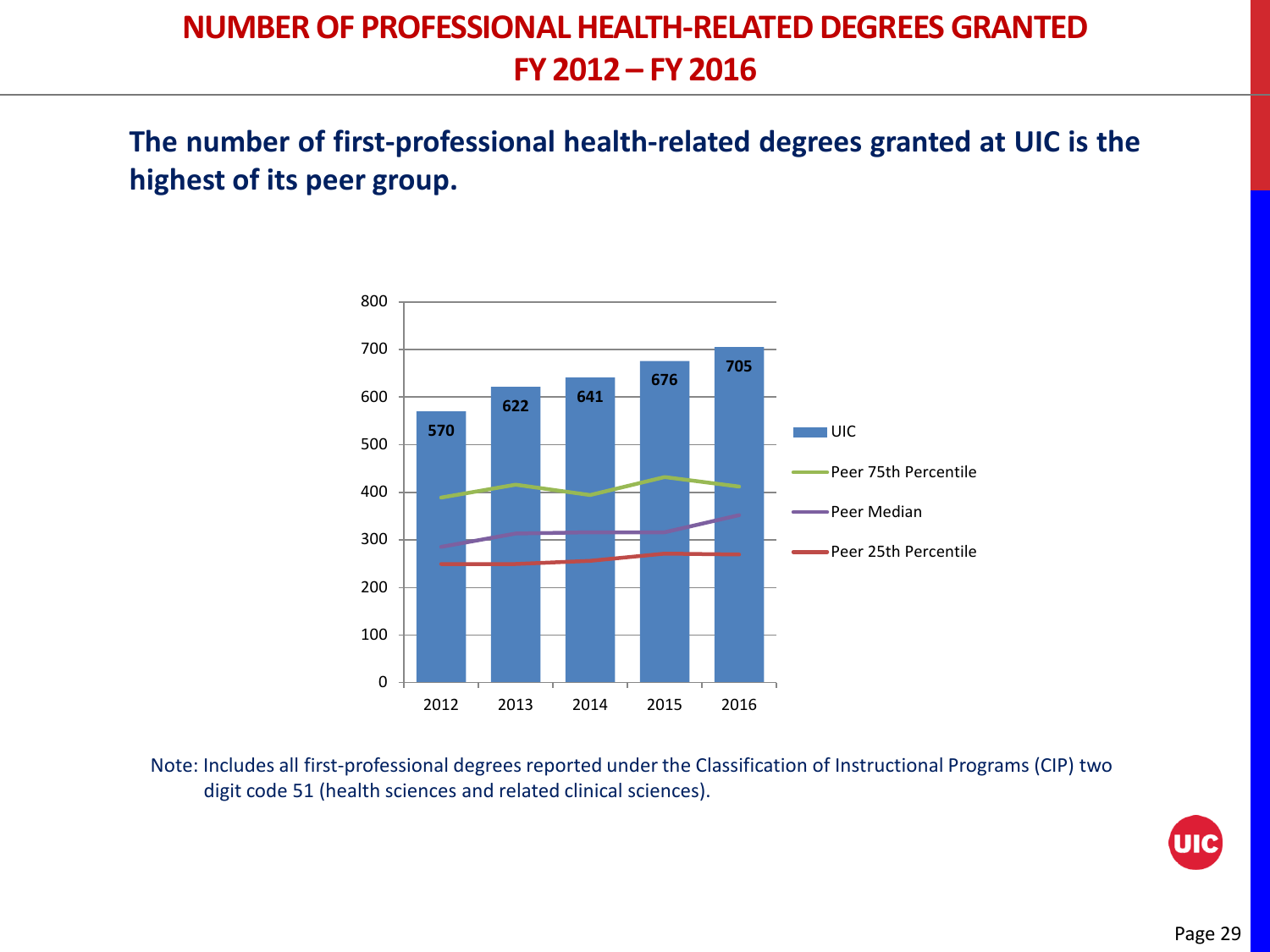# NUMBER OF PROFESSIONAL HEALTH-RELATED DEGREES GRANTED FY 2012 – FY 2016

**The number of first-professional health-related degrees granted at UIC is the highest of its peer group.**

| Year | UIC |
|---|---|
| 2012 | 570 |
| 2013 | 622 |
| 2014 | 641 |
| 2015 | 676 |
| 2016 | 705 |

Legend: UIC, Peer 75th Percentile, Peer Median, Peer 25th Percentile

Note: Includes all first-professional degrees reported under the Classification of Instructional Programs (CIP) two digit code 51 (health sciences and related clinical sciences).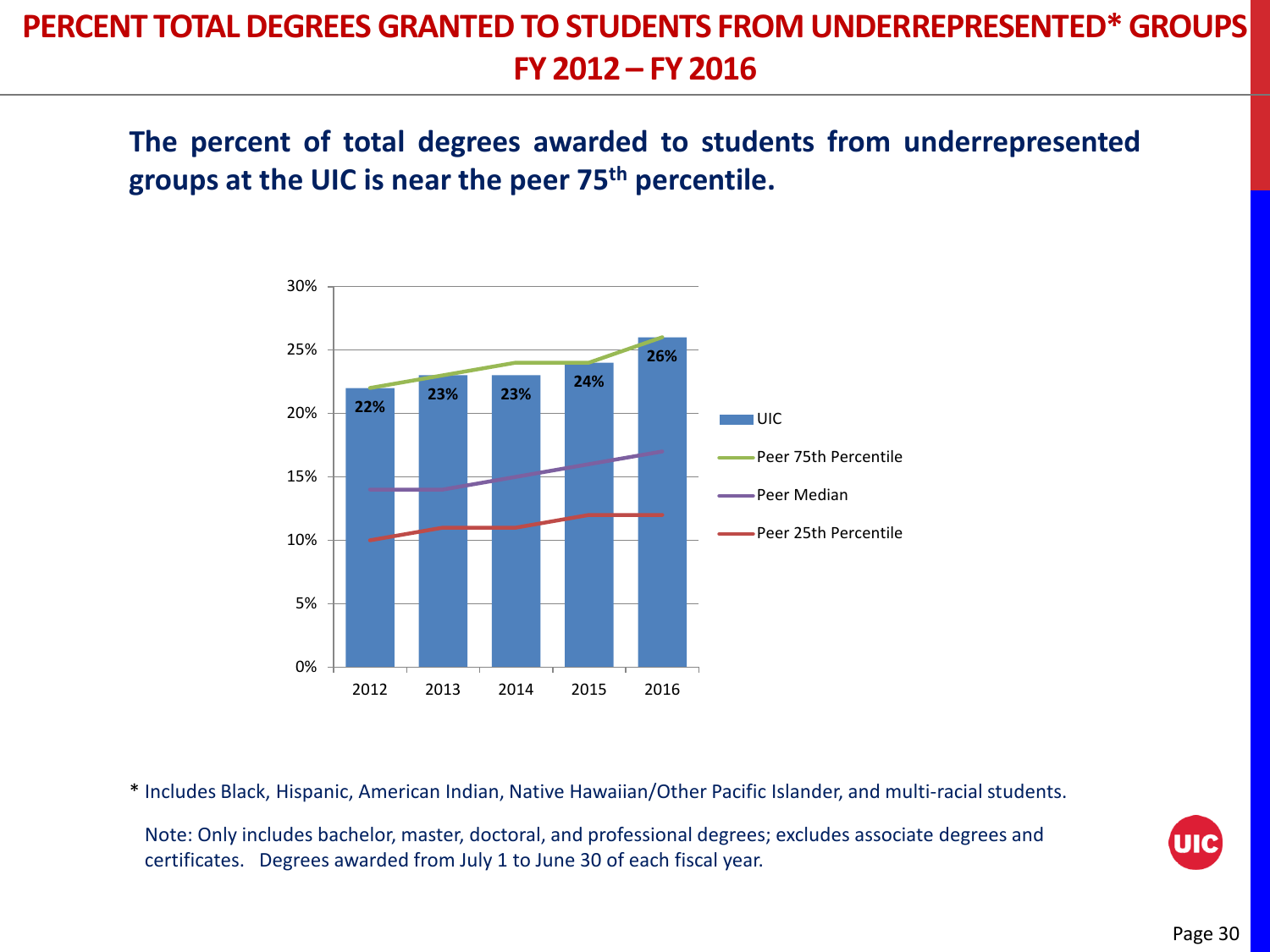# PERCENT TOTAL DEGREES GRANTED TO STUDENTS FROM UNDERREPRESENTED* GROUPS FY 2012 – FY 2016

**The percent of total degrees awarded to students from underrepresented groups at the UIC is near the peer 75th percentile.**

| Year | UIC | Peer 75th Percentile | Peer Median | Peer 25th Percentile |
|---|---|---|---|---|
| 2012 | 22% | 22% | 14% | 10% |
| 2013 | 23% | 23% | 14% | 11% |
| 2014 | 23% | 24% | 15% | 11% |
| 2015 | 24% | 24% | 16% | 12% |
| 2016 | 26% | 26% | 17% | 12% |

\* Includes Black, Hispanic, American Indian, Native Hawaiian/Other Pacific Islander, and multi-racial students.

Note: Only includes bachelor, master, doctoral, and professional degrees; excludes associate degrees and certificates. Degrees awarded from July 1 to June 30 of each fiscal year.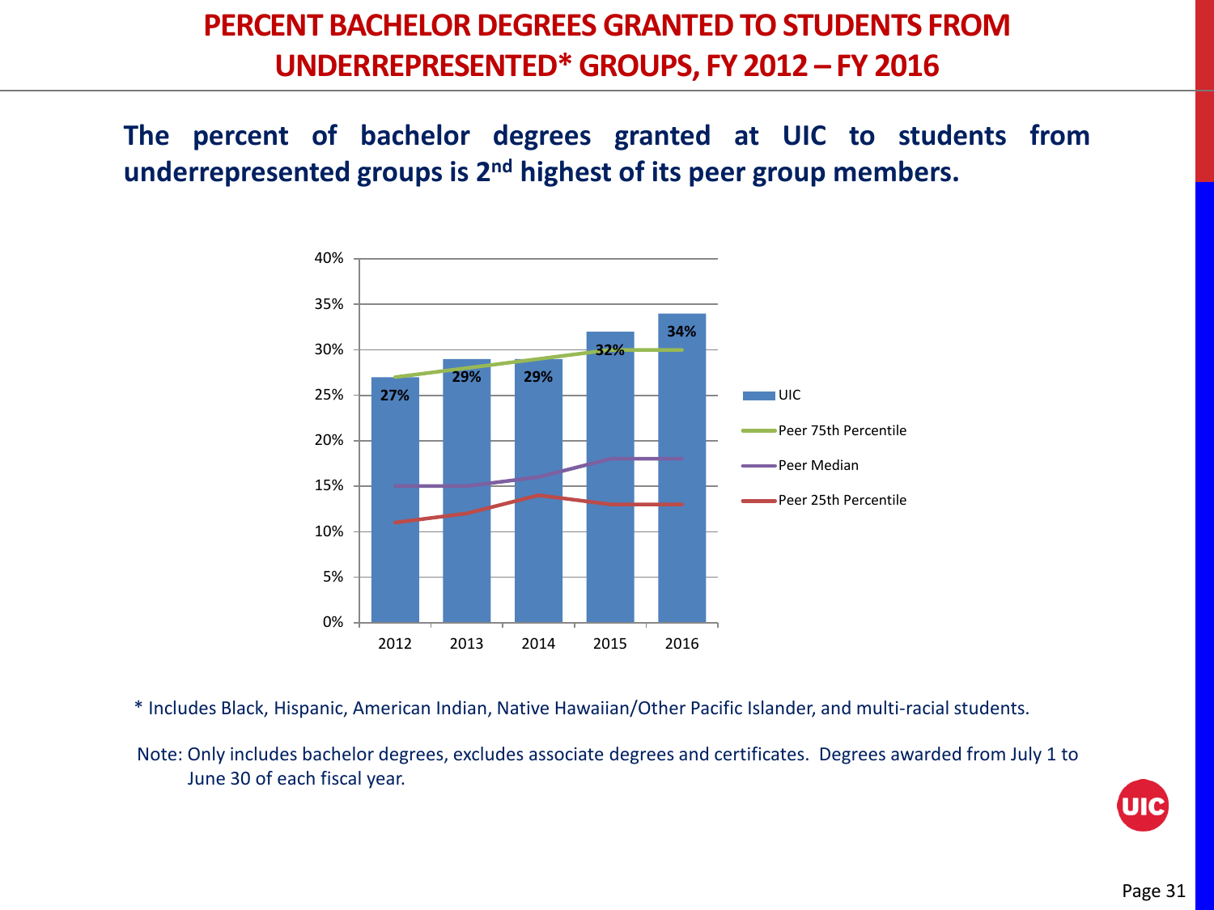# PERCENT BACHELOR DEGREES GRANTED TO STUDENTS FROM UNDERREPRESENTED* GROUPS, FY 2012 – FY 2016

**The percent of bachelor degrees granted at UIC to students from underrepresented groups is 2nd highest of its peer group members.**

| Year | UIC |
| --- | --- |
| 2012 | 27% |
| 2013 | 29% |
| 2014 | 29% |
| 2015 | 32% |
| 2016 | 34% |

\* Includes Black, Hispanic, American Indian, Native Hawaiian/Other Pacific Islander, and multi-racial students.

Note: Only includes bachelor degrees, excludes associate degrees and certificates. Degrees awarded from July 1 to June 30 of each fiscal year.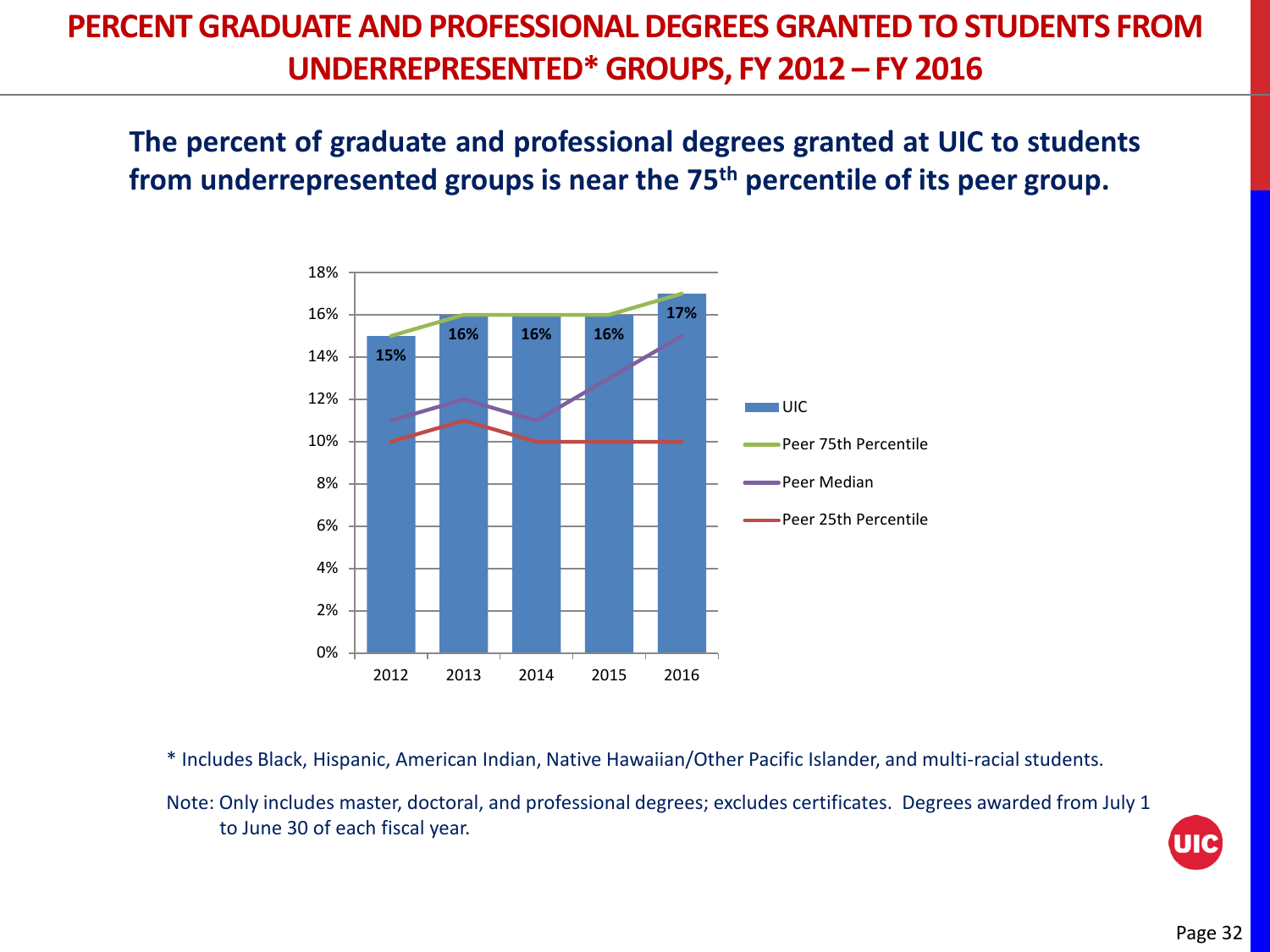# PERCENT GRADUATE AND PROFESSIONAL DEGREES GRANTED TO STUDENTS FROM UNDERREPRESENTED* GROUPS, FY 2012 – FY 2016

**The percent of graduate and professional degrees granted at UIC to students from underrepresented groups is near the 75th percentile of its peer group.**

| Year | UIC | Peer 75th Percentile | Peer Median | Peer 25th Percentile |
|---|---|---|---|---|
| 2012 | 15% | 15% | 11% | 10% |
| 2013 | 16% | 16% | 12% | 11% |
| 2014 | 16% | 16% | 11% | 10% |
| 2015 | 16% | 16% | 13% | 10% |
| 2016 | 17% | 17% | 15% | 10% |

\* Includes Black, Hispanic, American Indian, Native Hawaiian/Other Pacific Islander, and multi-racial students.

Note: Only includes master, doctoral, and professional degrees; excludes certificates. Degrees awarded from July 1 to June 30 of each fiscal year.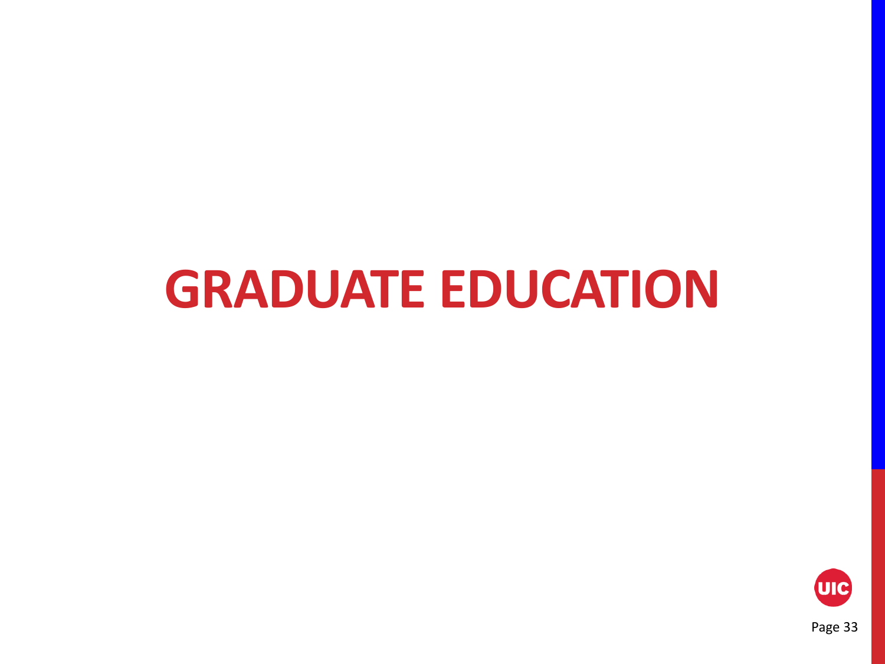# GRADUATE EDUCATION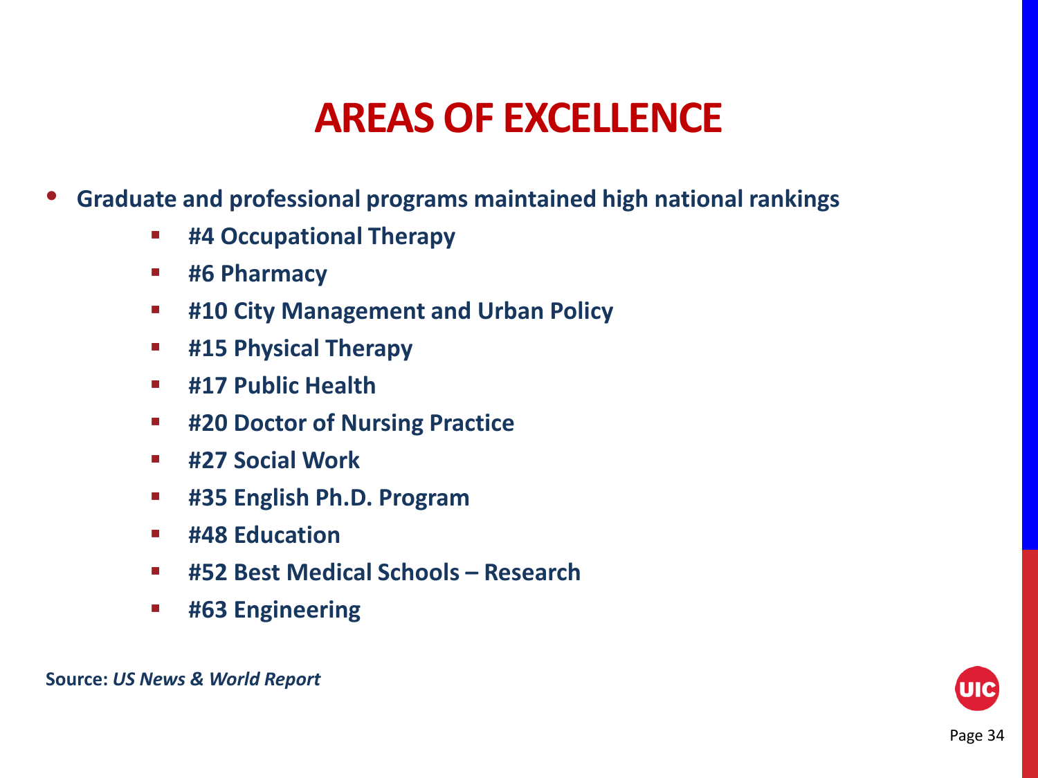# AREAS OF EXCELLENCE

- **Graduate and professional programs maintained high national rankings**
  - **#4 Occupational Therapy**
  - **#6 Pharmacy**
  - **#10 City Management and Urban Policy**
  - **#15 Physical Therapy**
  - **#17 Public Health**
  - **#20 Doctor of Nursing Practice**
  - **#27 Social Work**
  - **#35 English Ph.D. Program**
  - **#48 Education**
  - **#52 Best Medical Schools – Research**
  - **#63 Engineering**

**Source:** ***US News & World Report***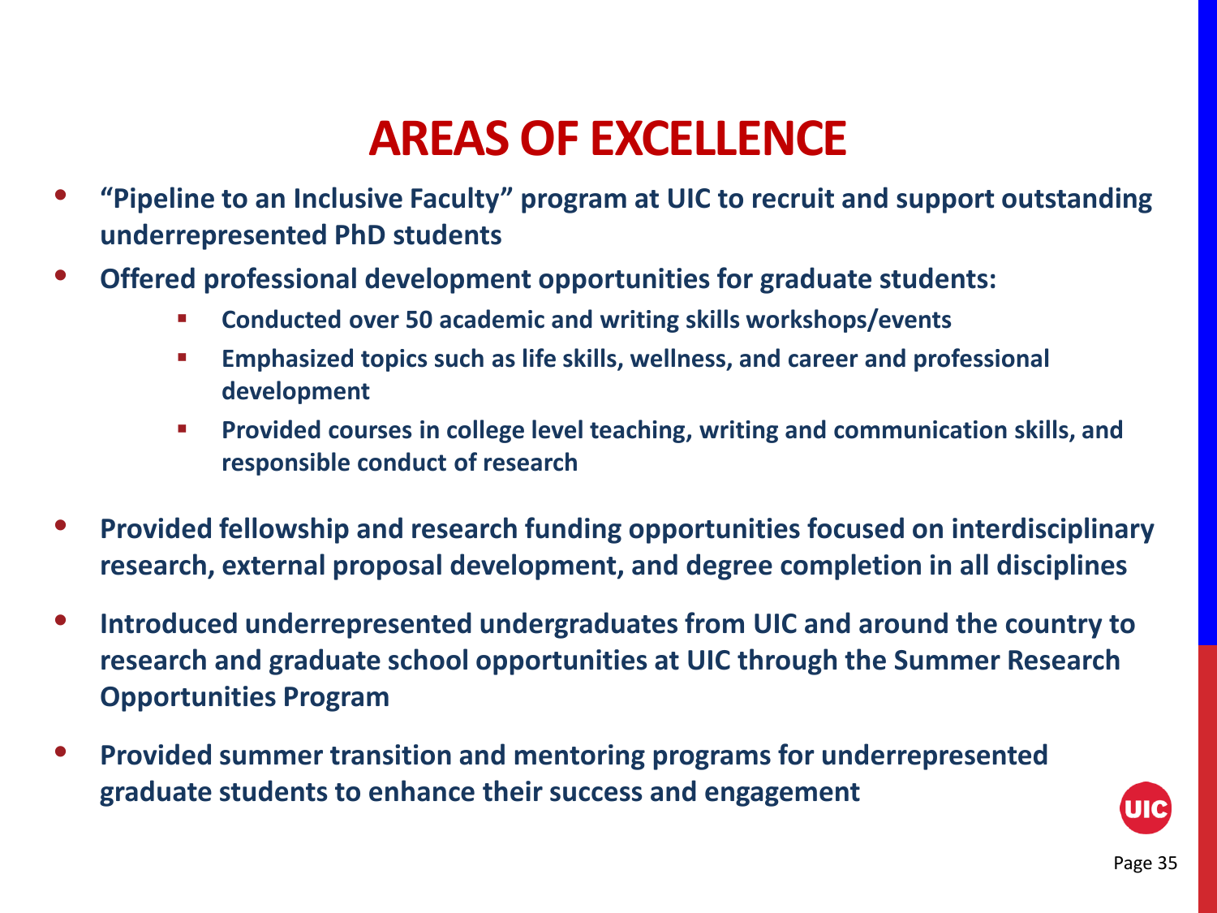# AREAS OF EXCELLENCE

- **"Pipeline to an Inclusive Faculty" program at UIC to recruit and support outstanding underrepresented PhD students**
- **Offered professional development opportunities for graduate students:**
  - **Conducted over 50 academic and writing skills workshops/events**
  - **Emphasized topics such as life skills, wellness, and career and professional development**
  - **Provided courses in college level teaching, writing and communication skills, and responsible conduct of research**
- **Provided fellowship and research funding opportunities focused on interdisciplinary research, external proposal development, and degree completion in all disciplines**
- **Introduced underrepresented undergraduates from UIC and around the country to research and graduate school opportunities at UIC through the Summer Research Opportunities Program**
- **Provided summer transition and mentoring programs for underrepresented graduate students to enhance their success and engagement**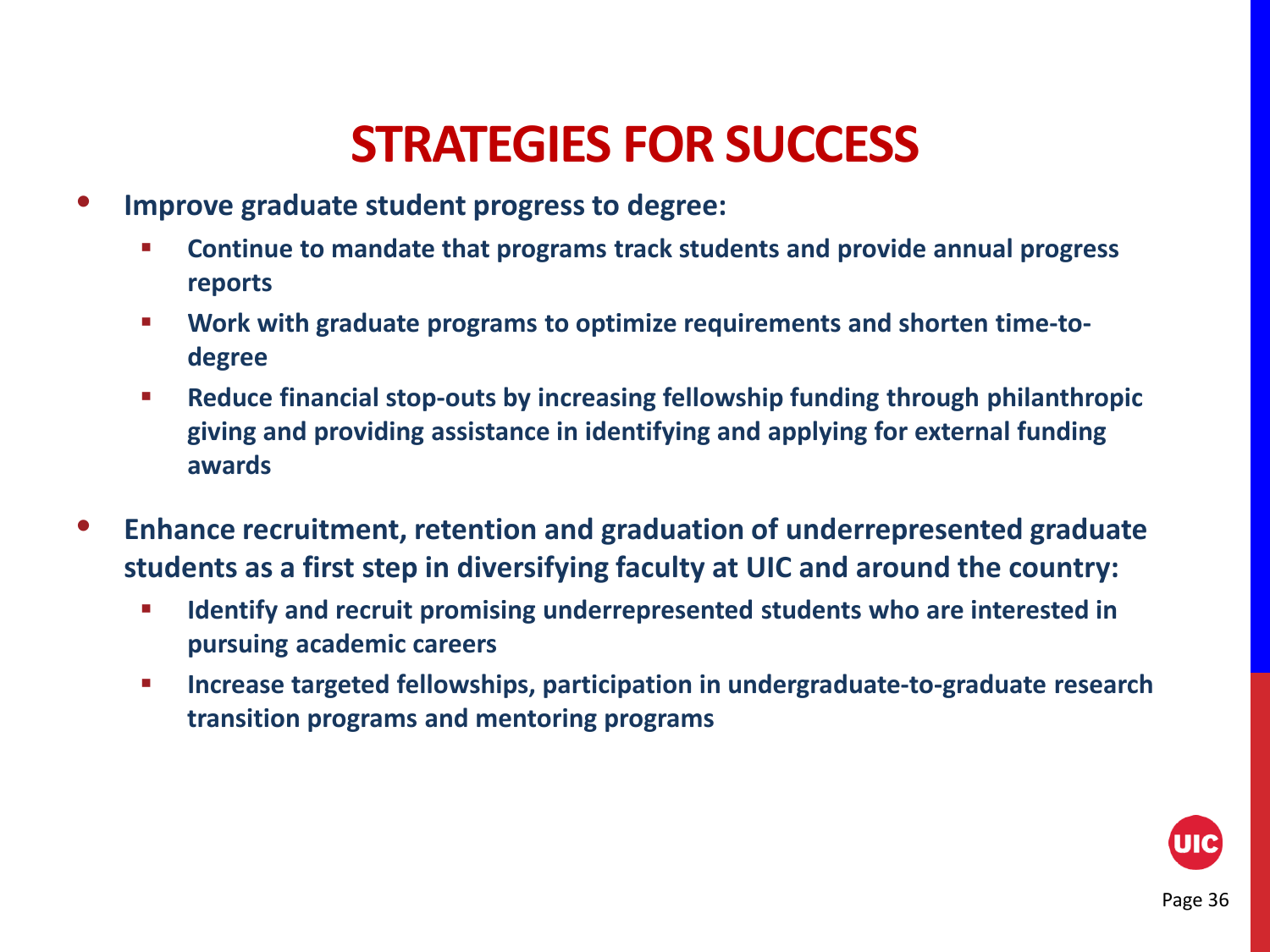# STRATEGIES FOR SUCCESS

- **Improve graduate student progress to degree:**
  - **Continue to mandate that programs track students and provide annual progress reports**
  - **Work with graduate programs to optimize requirements and shorten time-to-degree**
  - **Reduce financial stop-outs by increasing fellowship funding through philanthropic giving and providing assistance in identifying and applying for external funding awards**

- **Enhance recruitment, retention and graduation of underrepresented graduate students as a first step in diversifying faculty at UIC and around the country:**
  - **Identify and recruit promising underrepresented students who are interested in pursuing academic careers**
  - **Increase targeted fellowships, participation in undergraduate-to-graduate research transition programs and mentoring programs**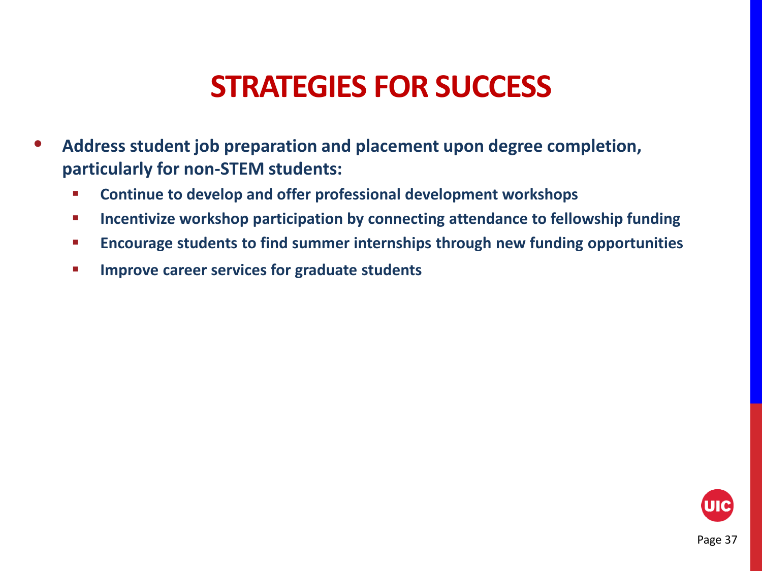# STRATEGIES FOR SUCCESS

- **Address student job preparation and placement upon degree completion, particularly for non-STEM students:**
  - **Continue to develop and offer professional development workshops**
  - **Incentivize workshop participation by connecting attendance to fellowship funding**
  - **Encourage students to find summer internships through new funding opportunities**
  - **Improve career services for graduate students**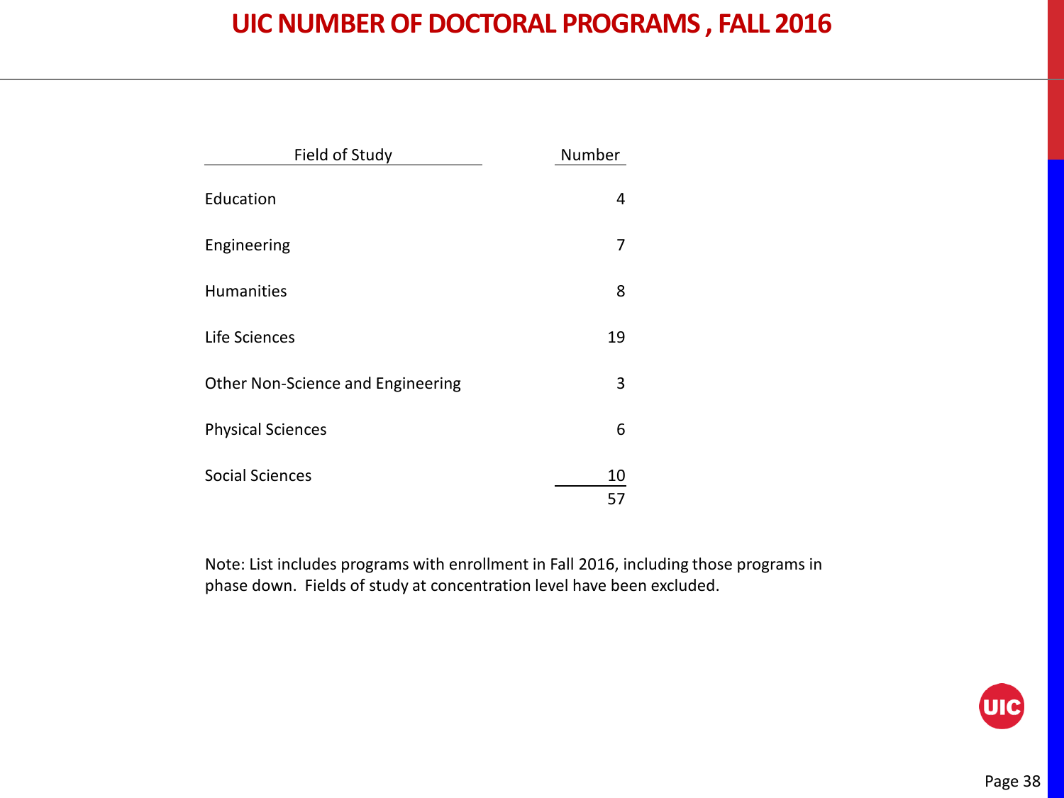# UIC NUMBER OF DOCTORAL PROGRAMS , FALL 2016

| Field of Study | Number |
| --- | --- |
| Education | 4 |
| Engineering | 7 |
| Humanities | 8 |
| Life Sciences | 19 |
| Other Non-Science and Engineering | 3 |
| Physical Sciences | 6 |
| Social Sciences | 10 |
| | 57 |

Note: List includes programs with enrollment in Fall 2016, including those programs in phase down. Fields of study at concentration level have been excluded.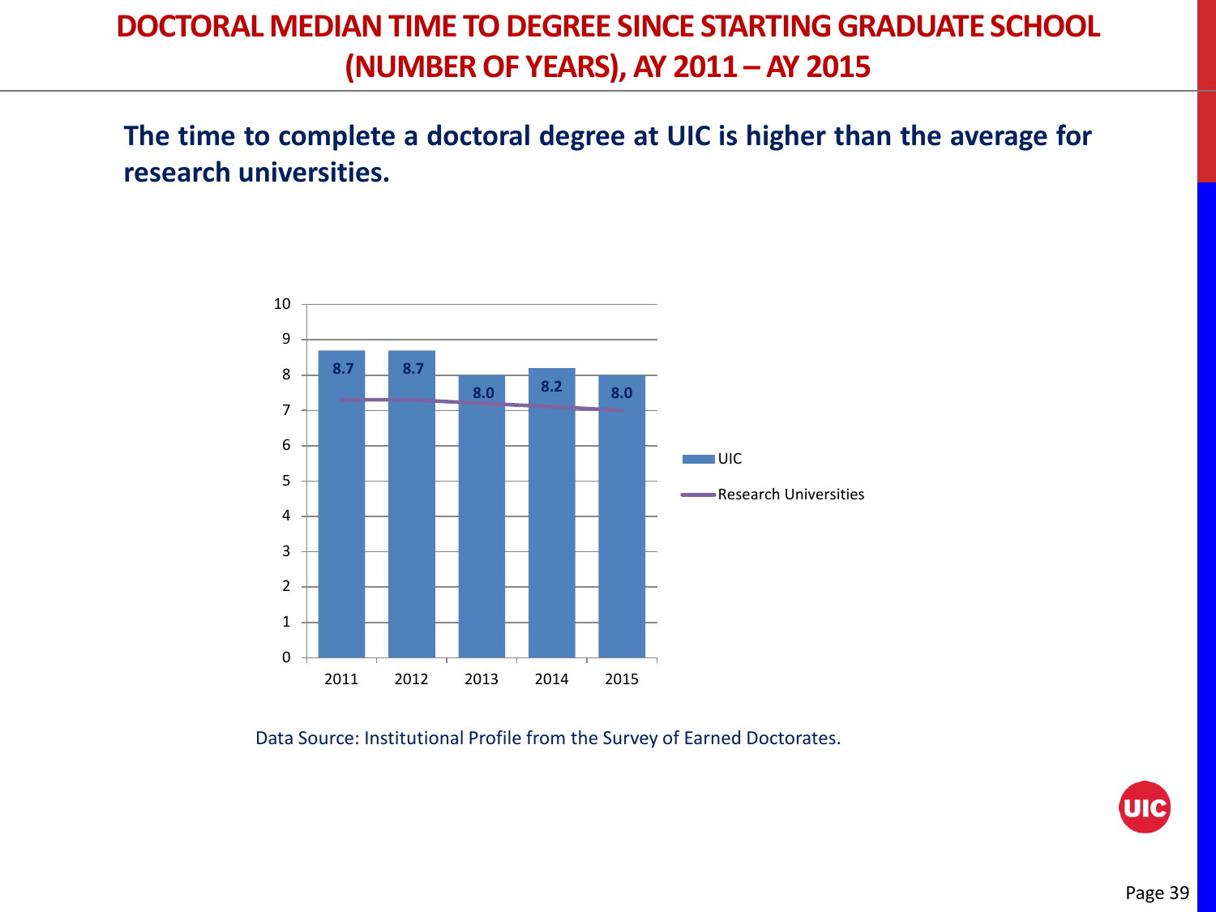# DOCTORAL MEDIAN TIME TO DEGREE SINCE STARTING GRADUATE SCHOOL (NUMBER OF YEARS), AY 2011 – AY 2015

**The time to complete a doctoral degree at UIC is higher than the average for research universities.**

| Year | UIC |
|---|---|
| 2011 | 8.7 |
| 2012 | 8.7 |
| 2013 | 8.0 |
| 2014 | 8.2 |
| 2015 | 8.0 |

Legend: UIC; Research Universities

Data Source: Institutional Profile from the Survey of Earned Doctorates.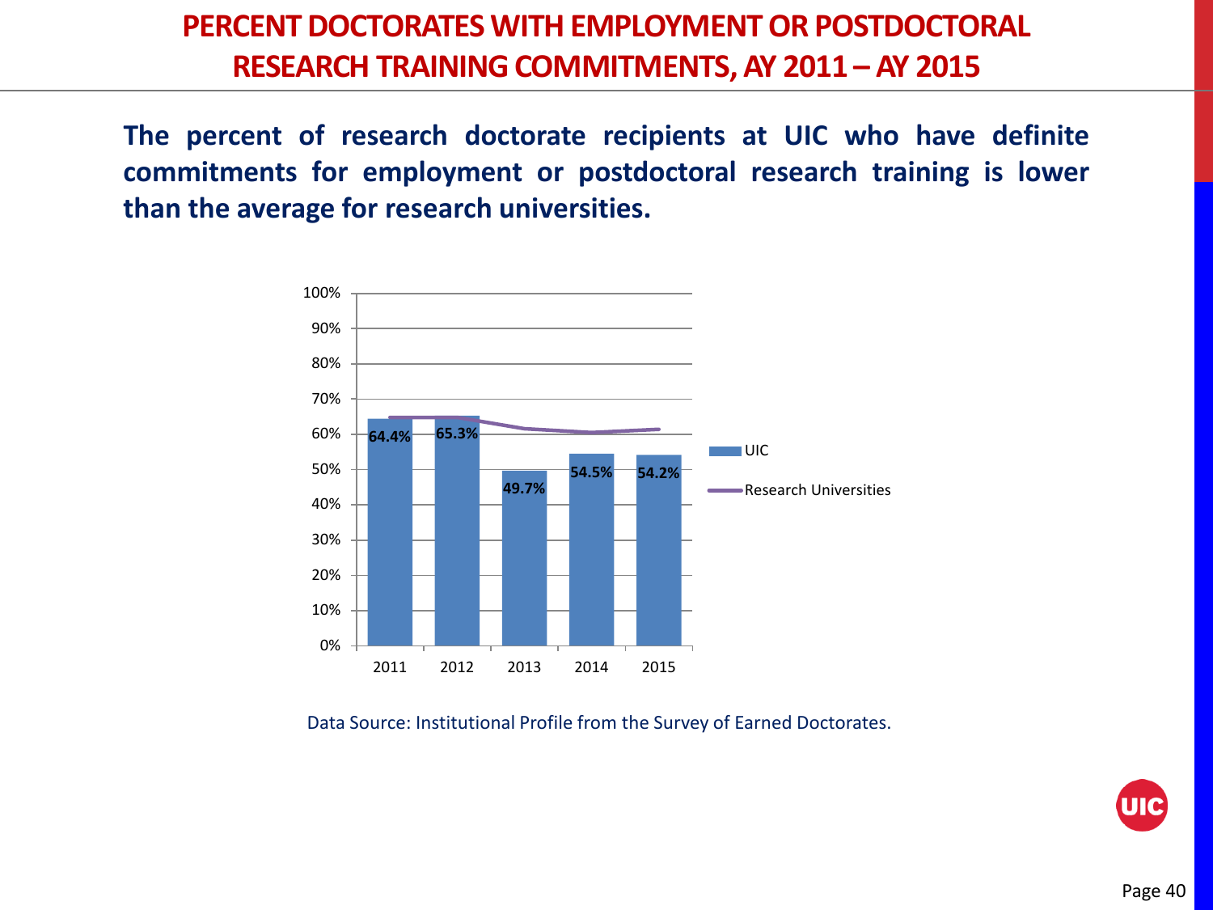# PERCENT DOCTORATES WITH EMPLOYMENT OR POSTDOCTORAL RESEARCH TRAINING COMMITMENTS, AY 2011 – AY 2015

**The percent of research doctorate recipients at UIC who have definite commitments for employment or postdoctoral research training is lower than the average for research universities.**

| Year | UIC |
|---|---|
| 2011 | 64.4% |
| 2012 | 65.3% |
| 2013 | 49.7% |
| 2014 | 54.5% |
| 2015 | 54.2% |

Data Source: Institutional Profile from the Survey of Earned Doctorates.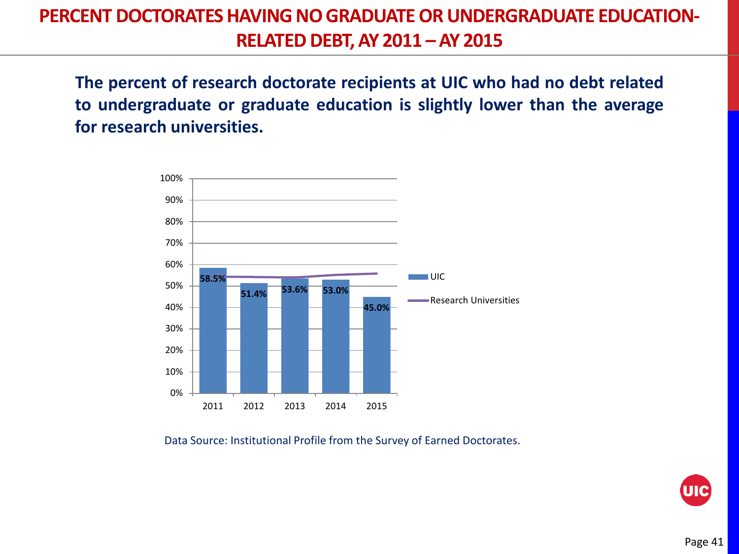# PERCENT DOCTORATES HAVING NO GRADUATE OR UNDERGRADUATE EDUCATION-RELATED DEBT, AY 2011 – AY 2015

**The percent of research doctorate recipients at UIC who had no debt related to undergraduate or graduate education is slightly lower than the average for research universities.**

100%
90%
80%
70%
60%
50%
40%
30%
20%
10%
0%

58.5%
51.4%
53.6%
53.0%
45.0%

2011 2012 2013 2014 2015

UIC
Research Universities

Data Source: Institutional Profile from the Survey of Earned Doctorates.